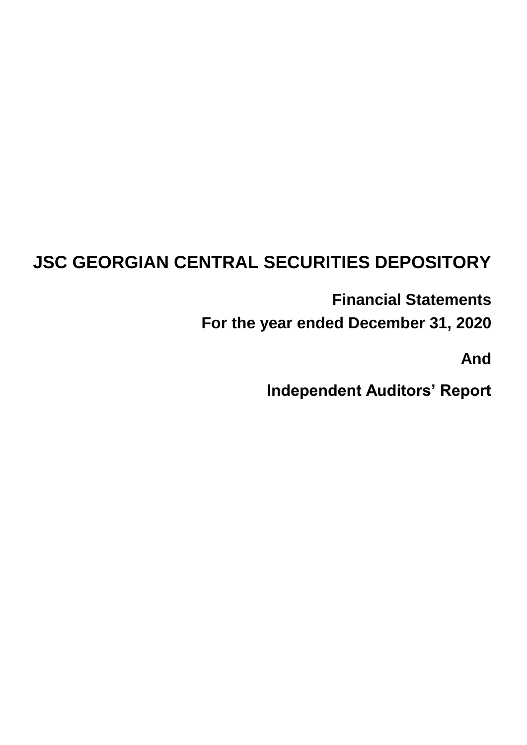# JSC GEORGIAN CENTRAL SECURITIES DEPOSITORY

**Financial Statements**

**For the year ended December 31, 2020**

**And**

**Independent Auditors' Report**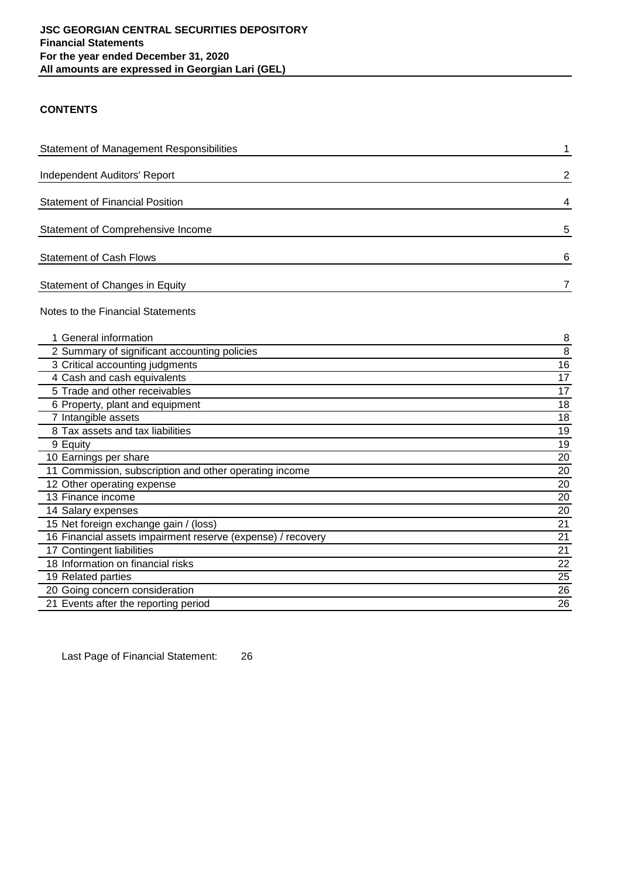**JSC GEORGIAN CENTRAL SECURITIES DEPOSITORY**
**Financial Statements**
**For the year ended December 31, 2020**
**All amounts are expressed in Georgian Lari (GEL)**

## CONTENTS

| | |
|---|---|
| Statement of Management Responsibilities | 1 |
| Independent Auditors' Report | 2 |
| Statement of Financial Position | 4 |
| Statement of Comprehensive Income | 5 |
| Statement of Cash Flows | 6 |
| Statement of Changes in Equity | 7 |

Notes to the Financial Statements

| | |
|---|---|
| 1 General information | 8 |
| 2 Summary of significant accounting policies | 8 |
| 3 Critical accounting judgments | 16 |
| 4 Cash and cash equivalents | 17 |
| 5 Trade and other receivables | 17 |
| 6 Property, plant and equipment | 18 |
| 7 Intangible assets | 18 |
| 8 Tax assets and tax liabilities | 19 |
| 9 Equity | 19 |
| 10 Earnings per share | 20 |
| 11 Commission, subscription and other operating income | 20 |
| 12 Other operating expense | 20 |
| 13 Finance income | 20 |
| 14 Salary expenses | 20 |
| 15 Net foreign exchange gain / (loss) | 21 |
| 16 Financial assets impairment reserve (expense) / recovery | 21 |
| 17 Contingent liabilities | 21 |
| 18 Information on financial risks | 22 |
| 19 Related parties | 25 |
| 20 Going concern consideration | 26 |
| 21 Events after the reporting period | 26 |

Last Page of Financial Statement: 26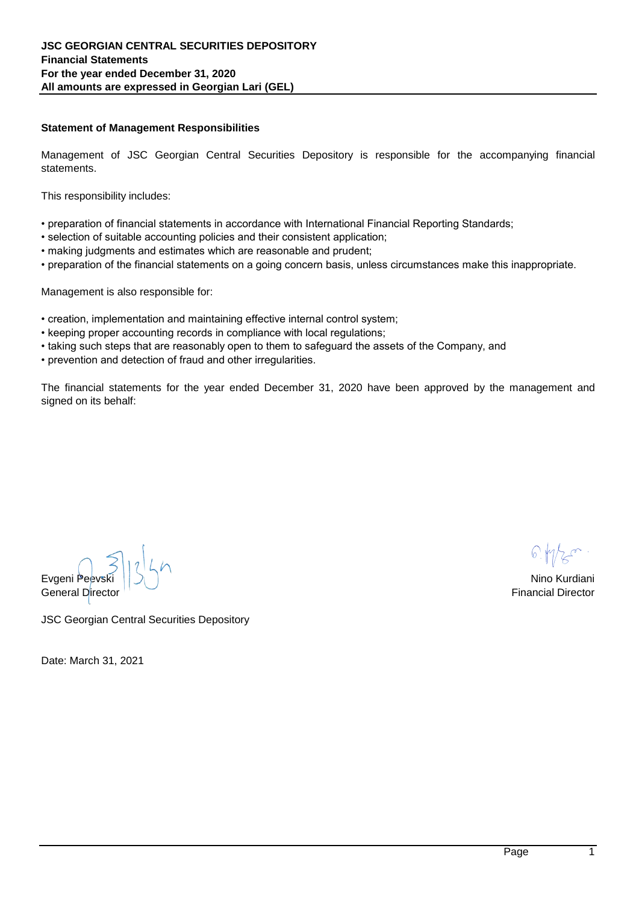## Statement of Management Responsibilities

Management of JSC Georgian Central Securities Depository is responsible for the accompanying financial statements.

This responsibility includes:

- preparation of financial statements in accordance with International Financial Reporting Standards;
- selection of suitable accounting policies and their consistent application;
- making judgments and estimates which are reasonable and prudent;
- preparation of the financial statements on a going concern basis, unless circumstances make this inappropriate.

Management is also responsible for:

- creation, implementation and maintaining effective internal control system;
- keeping proper accounting records in compliance with local regulations;
- taking such steps that are reasonably open to them to safeguard the assets of the Company, and
- prevention and detection of fraud and other irregularities.

The financial statements for the year ended December 31, 2020 have been approved by the management and signed on its behalf:

Evgeni Peevski
General Director

Nino Kurdiani
Financial Director

JSC Georgian Central Securities Depository

Date: March 31, 2021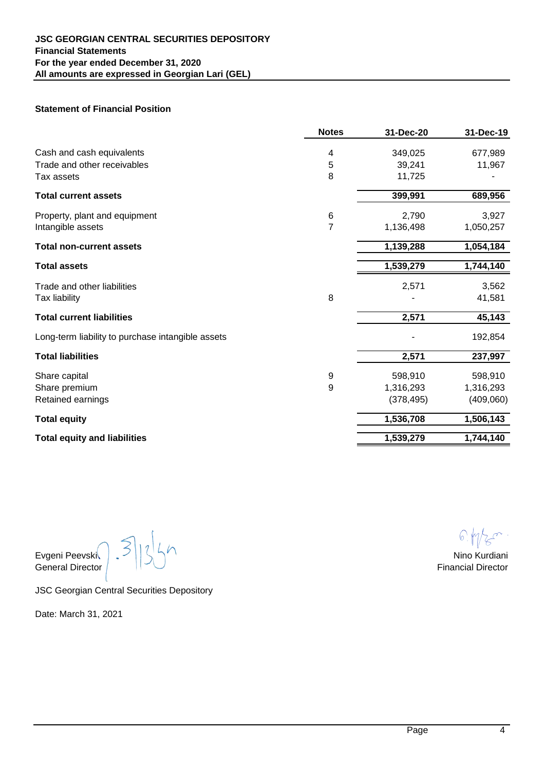**JSC GEORGIAN CENTRAL SECURITIES DEPOSITORY**
**Financial Statements**
**For the year ended December 31, 2020**
**All amounts are expressed in Georgian Lari (GEL)**

### Statement of Financial Position

| | Notes | 31-Dec-20 | 31-Dec-19 |
|---|---|---|---|
| Cash and cash equivalents | 4 | 349,025 | 677,989 |
| Trade and other receivables | 5 | 39,241 | 11,967 |
| Tax assets | 8 | 11,725 | - |
| **Total current assets** | | **399,991** | **689,956** |
| Property, plant and equipment | 6 | 2,790 | 3,927 |
| Intangible assets | 7 | 1,136,498 | 1,050,257 |
| **Total non-current assets** | | **1,139,288** | **1,054,184** |
| **Total assets** | | **1,539,279** | **1,744,140** |
| Trade and other liabilities | | 2,571 | 3,562 |
| Tax liability | 8 | - | 41,581 |
| **Total current liabilities** | | **2,571** | **45,143** |
| Long-term liability to purchase intangible assets | | - | 192,854 |
| **Total liabilities** | | **2,571** | **237,997** |
| Share capital | 9 | 598,910 | 598,910 |
| Share premium | 9 | 1,316,293 | 1,316,293 |
| Retained earnings | | (378,495) | (409,060) |
| **Total equity** | | **1,536,708** | **1,506,143** |
| **Total equity and liabilities** | | **1,539,279** | **1,744,140** |

Evgeni Peevski
General Director

Nino Kurdiani
Financial Director

JSC Georgian Central Securities Depository

Date: March 31, 2021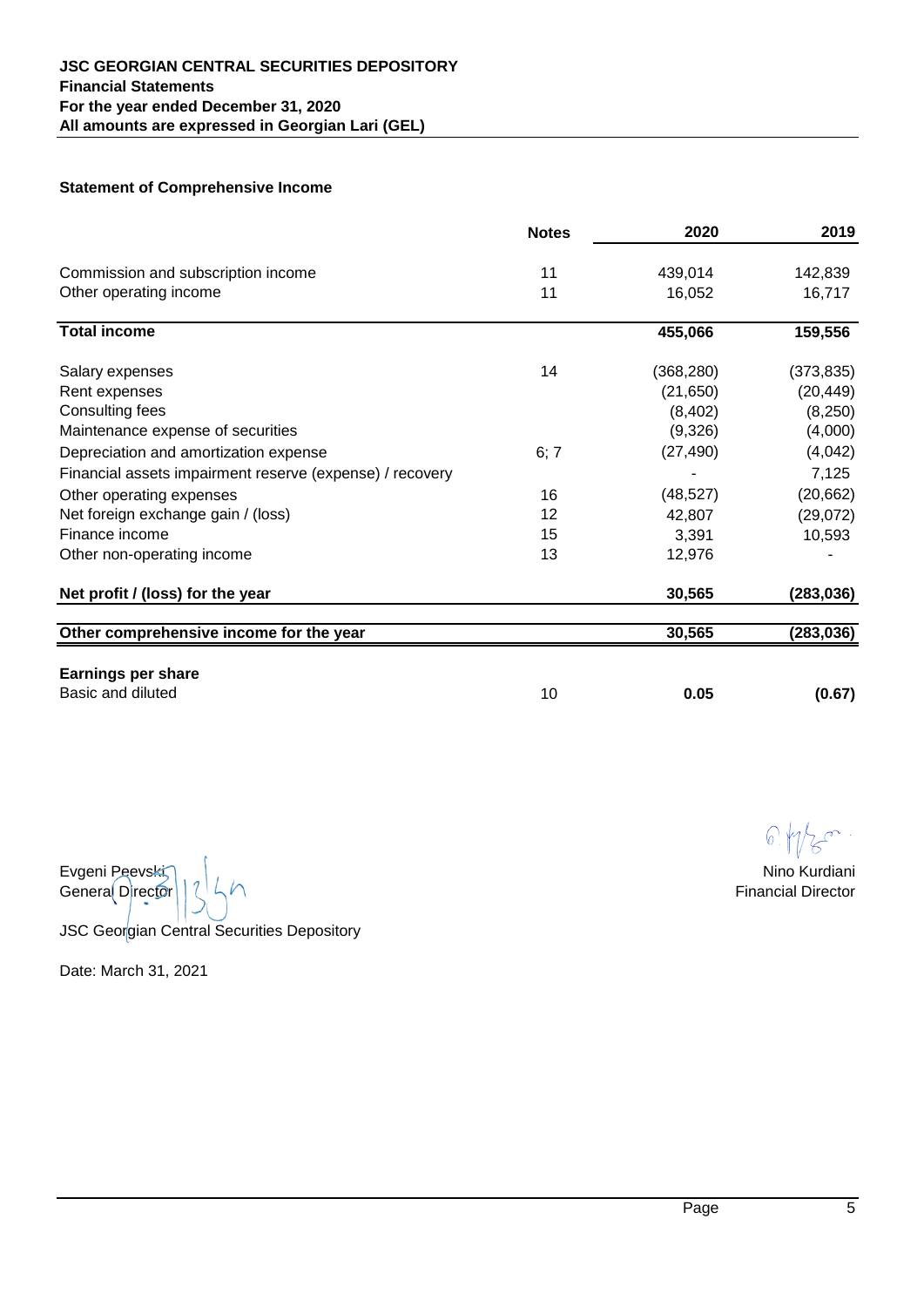**JSC GEORGIAN CENTRAL SECURITIES DEPOSITORY**
**Financial Statements**
**For the year ended December 31, 2020**
**All amounts are expressed in Georgian Lari (GEL)**

### Statement of Comprehensive Income

| | Notes | 2020 | 2019 |
|---|---|---|---|
| Commission and subscription income | 11 | 439,014 | 142,839 |
| Other operating income | 11 | 16,052 | 16,717 |
| **Total income** | | **455,066** | **159,556** |
| Salary expenses | 14 | (368,280) | (373,835) |
| Rent expenses | | (21,650) | (20,449) |
| Consulting fees | | (8,402) | (8,250) |
| Maintenance expense of securities | | (9,326) | (4,000) |
| Depreciation and amortization expense | 6; 7 | (27,490) | (4,042) |
| Financial assets impairment reserve (expense) / recovery | | - | 7,125 |
| Other operating expenses | 16 | (48,527) | (20,662) |
| Net foreign exchange gain / (loss) | 12 | 42,807 | (29,072) |
| Finance income | 15 | 3,391 | 10,593 |
| Other non-operating income | 13 | 12,976 | - |
| **Net profit / (loss) for the year** | | **30,565** | **(283,036)** |
| **Other comprehensive income for the year** | | **30,565** | **(283,036)** |
| **Earnings per share** | | | |
| Basic and diluted | 10 | **0.05** | **(0.67)** |

Evgeni Peevski
General Director

JSC Georgian Central Securities Depository

Nino Kurdiani
Financial Director

Date: March 31, 2021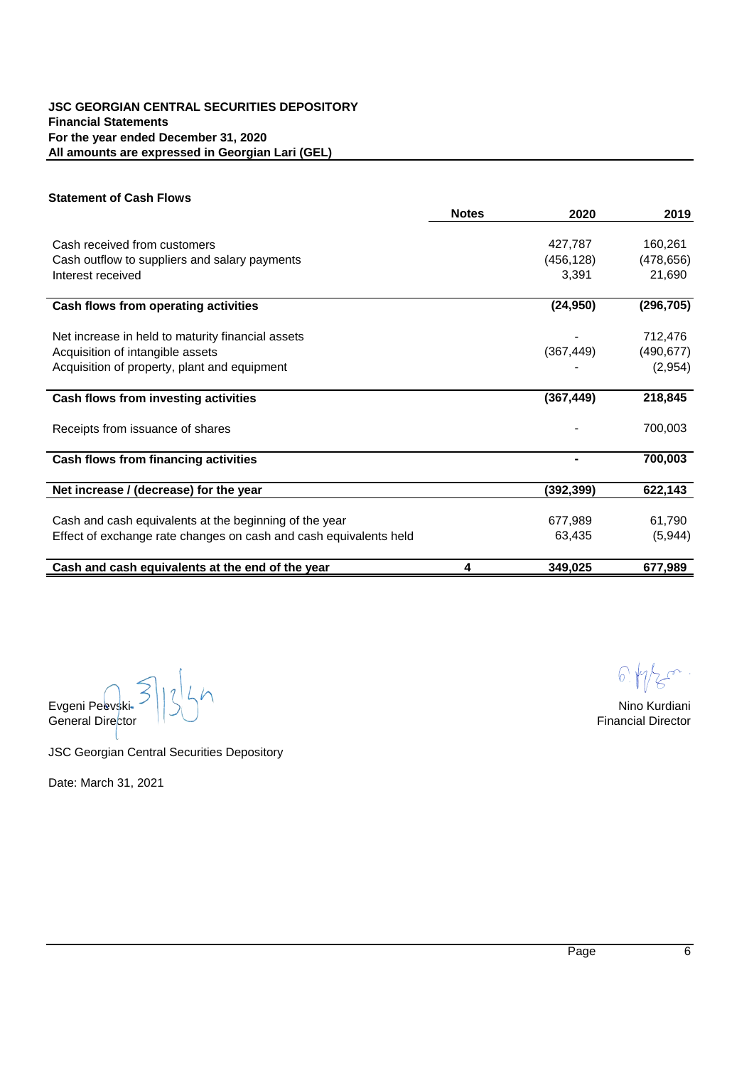**JSC GEORGIAN CENTRAL SECURITIES DEPOSITORY**
**Financial Statements**
**For the year ended December 31, 2020**
**All amounts are expressed in Georgian Lari (GEL)**

**Statement of Cash Flows**

| | Notes | 2020 | 2019 |
|---|---|---|---|
| Cash received from customers | | 427,787 | 160,261 |
| Cash outflow to suppliers and salary payments | | (456,128) | (478,656) |
| Interest received | | 3,391 | 21,690 |
| **Cash flows from operating activities** | | **(24,950)** | **(296,705)** |
| Net increase in held to maturity financial assets | | - | 712,476 |
| Acquisition of intangible assets | | (367,449) | (490,677) |
| Acquisition of property, plant and equipment | | - | (2,954) |
| **Cash flows from investing activities** | | **(367,449)** | **218,845** |
| Receipts from issuance of shares | | - | 700,003 |
| **Cash flows from financing activities** | | **-** | **700,003** |
| **Net increase / (decrease) for the year** | | **(392,399)** | **622,143** |
| Cash and cash equivalents at the beginning of the year | | 677,989 | 61,790 |
| Effect of exchange rate changes on cash and cash equivalents held | | 63,435 | (5,944) |
| **Cash and cash equivalents at the end of the year** | **4** | **349,025** | **677,989** |

Evgeni Peevski
General Director

Nino Kurdiani
Financial Director

JSC Georgian Central Securities Depository

Date: March 31, 2021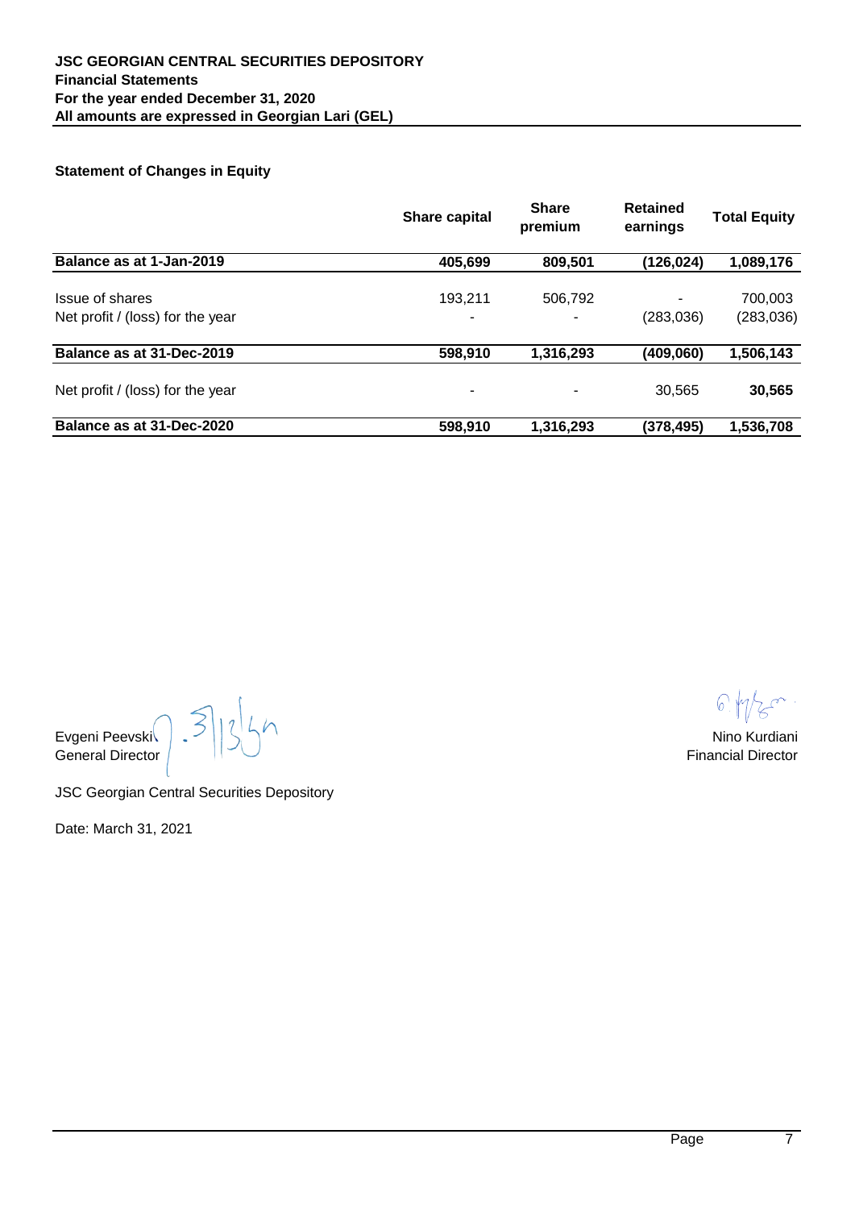**JSC GEORGIAN CENTRAL SECURITIES DEPOSITORY**
**Financial Statements**
**For the year ended December 31, 2020**
**All amounts are expressed in Georgian Lari (GEL)**

### Statement of Changes in Equity

| | Share capital | Share premium | Retained earnings | Total Equity |
|---|---|---|---|---|
| **Balance as at 1-Jan-2019** | **405,699** | **809,501** | **(126,024)** | **1,089,176** |
| Issue of shares | 193,211 | 506,792 | - | 700,003 |
| Net profit / (loss) for the year | - | - | (283,036) | (283,036) |
| **Balance as at 31-Dec-2019** | **598,910** | **1,316,293** | **(409,060)** | **1,506,143** |
| Net profit / (loss) for the year | - | - | 30,565 | **30,565** |
| **Balance as at 31-Dec-2020** | **598,910** | **1,316,293** | **(378,495)** | **1,536,708** |

Evgeni Peevski
General Director

Nino Kurdiani
Financial Director

JSC Georgian Central Securities Depository

Date: March 31, 2021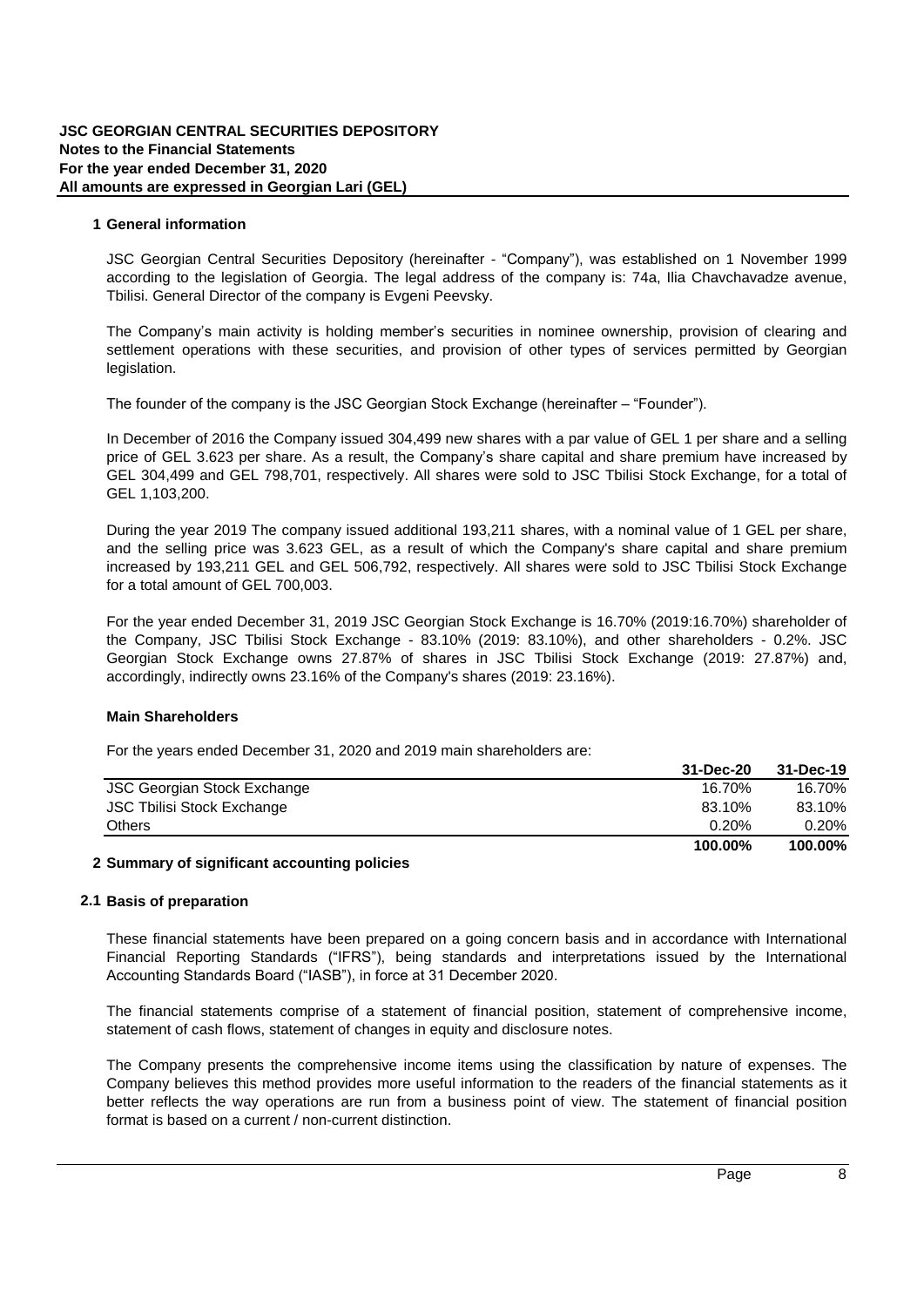## 1 General information

JSC Georgian Central Securities Depository (hereinafter - “Company”), was established on 1 November 1999 according to the legislation of Georgia. The legal address of the company is: 74a, Ilia Chavchavadze avenue, Tbilisi. General Director of the company is Evgeni Peevsky.

The Company’s main activity is holding member’s securities in nominee ownership, provision of clearing and settlement operations with these securities, and provision of other types of services permitted by Georgian legislation.

The founder of the company is the JSC Georgian Stock Exchange (hereinafter – “Founder”).

In December of 2016 the Company issued 304,499 new shares with a par value of GEL 1 per share and a selling price of GEL 3.623 per share. As a result, the Company’s share capital and share premium have increased by GEL 304,499 and GEL 798,701, respectively. All shares were sold to JSC Tbilisi Stock Exchange, for a total of GEL 1,103,200.

During the year 2019 The company issued additional 193,211 shares, with a nominal value of 1 GEL per share, and the selling price was 3.623 GEL, as a result of which the Company's share capital and share premium increased by 193,211 GEL and GEL 506,792, respectively. All shares were sold to JSC Tbilisi Stock Exchange for a total amount of GEL 700,003.

For the year ended December 31, 2019 JSC Georgian Stock Exchange is 16.70% (2019:16.70%) shareholder of the Company, JSC Tbilisi Stock Exchange - 83.10% (2019: 83.10%), and other shareholders - 0.2%. JSC Georgian Stock Exchange owns 27.87% of shares in JSC Tbilisi Stock Exchange (2019: 27.87%) and, accordingly, indirectly owns 23.16% of the Company's shares (2019: 23.16%).

### Main Shareholders

For the years ended December 31, 2020 and 2019 main shareholders are:

| | 31-Dec-20 | 31-Dec-19 |
|---|---|---|
| JSC Georgian Stock Exchange | 16.70% | 16.70% |
| JSC Tbilisi Stock Exchange | 83.10% | 83.10% |
| Others | 0.20% | 0.20% |
| | **100.00%** | **100.00%** |

## 2 Summary of significant accounting policies

### 2.1 Basis of preparation

These financial statements have been prepared on a going concern basis and in accordance with International Financial Reporting Standards (“IFRS”), being standards and interpretations issued by the International Accounting Standards Board (“IASB”), in force at 31 December 2020.

The financial statements comprise of a statement of financial position, statement of comprehensive income, statement of cash flows, statement of changes in equity and disclosure notes.

The Company presents the comprehensive income items using the classification by nature of expenses. The Company believes this method provides more useful information to the readers of the financial statements as it better reflects the way operations are run from a business point of view. The statement of financial position format is based on a current / non-current distinction.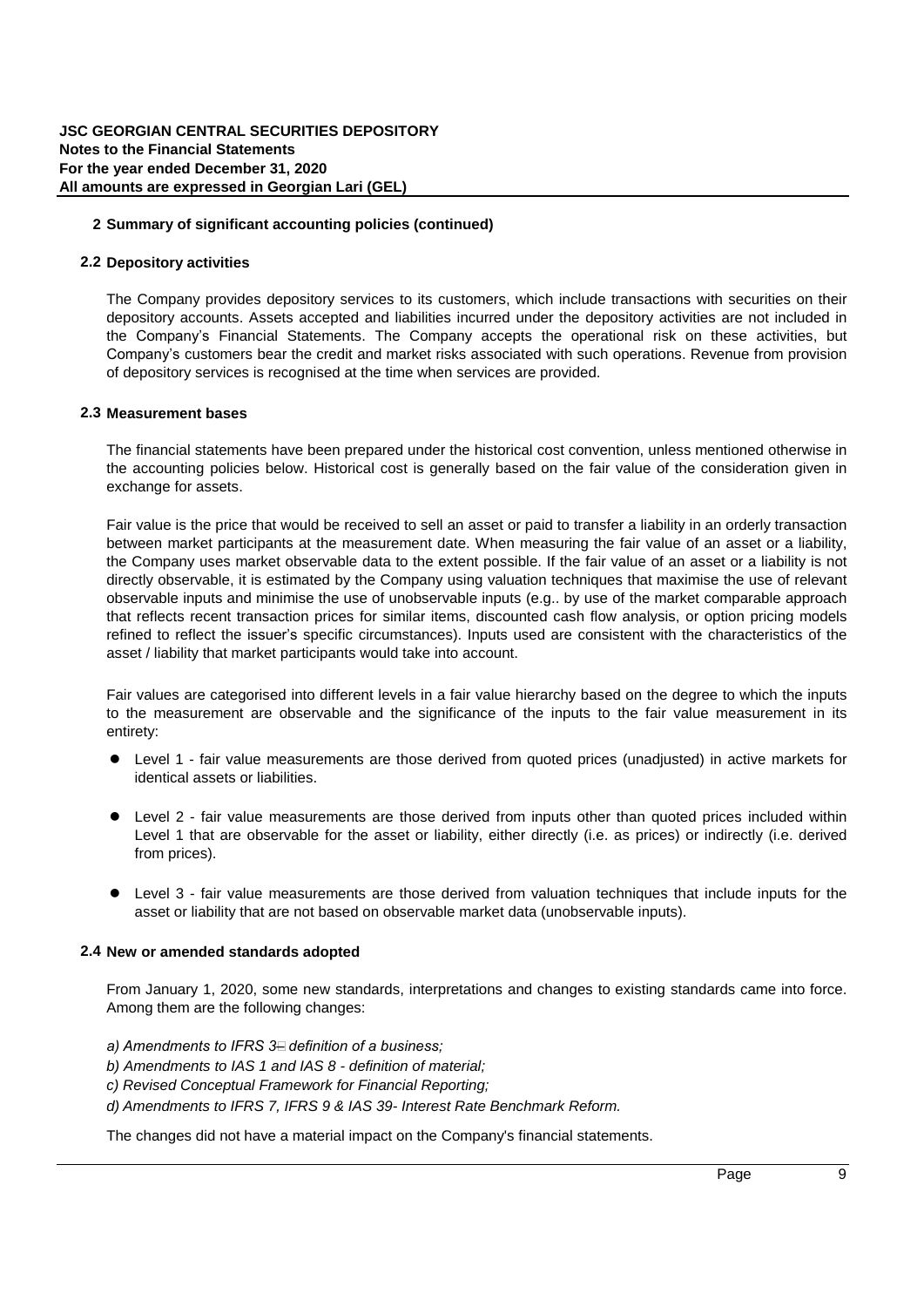## 2 Summary of significant accounting policies (continued)

### 2.2 Depository activities

The Company provides depository services to its customers, which include transactions with securities on their depository accounts. Assets accepted and liabilities incurred under the depository activities are not included in the Company's Financial Statements. The Company accepts the operational risk on these activities, but Company's customers bear the credit and market risks associated with such operations. Revenue from provision of depository services is recognised at the time when services are provided.

### 2.3 Measurement bases

The financial statements have been prepared under the historical cost convention, unless mentioned otherwise in the accounting policies below. Historical cost is generally based on the fair value of the consideration given in exchange for assets.

Fair value is the price that would be received to sell an asset or paid to transfer a liability in an orderly transaction between market participants at the measurement date. When measuring the fair value of an asset or a liability, the Company uses market observable data to the extent possible. If the fair value of an asset or a liability is not directly observable, it is estimated by the Company using valuation techniques that maximise the use of relevant observable inputs and minimise the use of unobservable inputs (e.g.. by use of the market comparable approach that reflects recent transaction prices for similar items, discounted cash flow analysis, or option pricing models refined to reflect the issuer's specific circumstances). Inputs used are consistent with the characteristics of the asset / liability that market participants would take into account.

Fair values are categorised into different levels in a fair value hierarchy based on the degree to which the inputs to the measurement are observable and the significance of the inputs to the fair value measurement in its entirety:

- Level 1 - fair value measurements are those derived from quoted prices (unadjusted) in active markets for identical assets or liabilities.
- Level 2 - fair value measurements are those derived from inputs other than quoted prices included within Level 1 that are observable for the asset or liability, either directly (i.e. as prices) or indirectly (i.e. derived from prices).
- Level 3 - fair value measurements are those derived from valuation techniques that include inputs for the asset or liability that are not based on observable market data (unobservable inputs).

### 2.4 New or amended standards adopted

From January 1, 2020, some new standards, interpretations and changes to existing standards came into force. Among them are the following changes:

*a) Amendments to IFRS 3 definition of a business;*
*b) Amendments to IAS 1 and IAS 8 - definition of material;*
*c) Revised Conceptual Framework for Financial Reporting;*
*d) Amendments to IFRS 7, IFRS 9 & IAS 39- Interest Rate Benchmark Reform.*

The changes did not have a material impact on the Company's financial statements.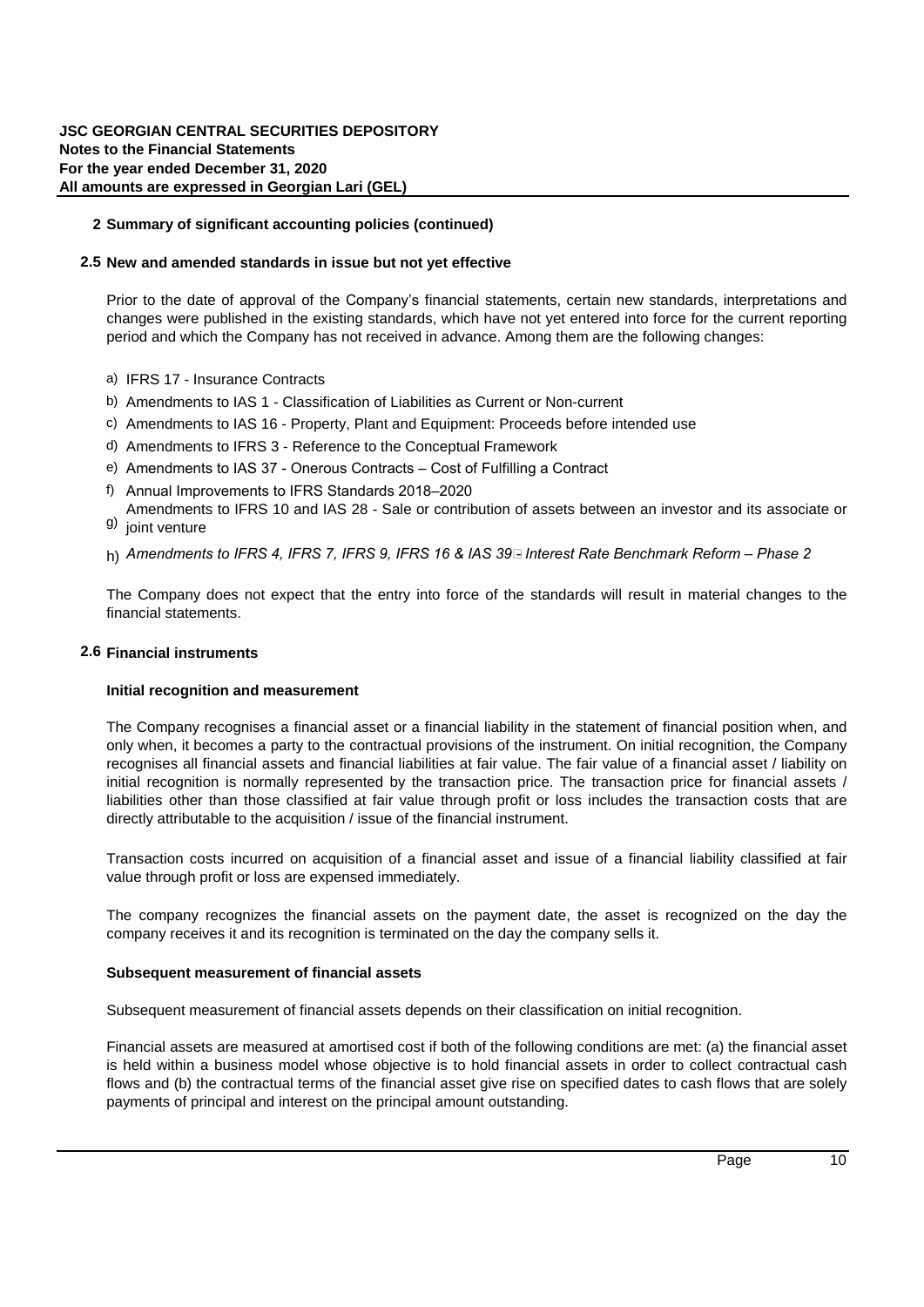## 2 Summary of significant accounting policies (continued)

### 2.5 New and amended standards in issue but not yet effective

Prior to the date of approval of the Company's financial statements, certain new standards, interpretations and changes were published in the existing standards, which have not yet entered into force for the current reporting period and which the Company has not received in advance. Among them are the following changes:

a) IFRS 17 - Insurance Contracts

b) Amendments to IAS 1 - Classification of Liabilities as Current or Non-current

c) Amendments to IAS 16 - Property, Plant and Equipment: Proceeds before intended use

d) Amendments to IFRS 3 - Reference to the Conceptual Framework

e) Amendments to IAS 37 - Onerous Contracts – Cost of Fulfilling a Contract

f) Annual Improvements to IFRS Standards 2018–2020

g) Amendments to IFRS 10 and IAS 28 - Sale or contribution of assets between an investor and its associate or joint venture

h) *Amendments to IFRS 4, IFRS 7, IFRS 9, IFRS 16 & IAS 39 Interest Rate Benchmark Reform – Phase 2*

The Company does not expect that the entry into force of the standards will result in material changes to the financial statements.

### 2.6 Financial instruments

**Initial recognition and measurement**

The Company recognises a financial asset or a financial liability in the statement of financial position when, and only when, it becomes a party to the contractual provisions of the instrument. On initial recognition, the Company recognises all financial assets and financial liabilities at fair value. The fair value of a financial asset / liability on initial recognition is normally represented by the transaction price. The transaction price for financial assets / liabilities other than those classified at fair value through profit or loss includes the transaction costs that are directly attributable to the acquisition / issue of the financial instrument.

Transaction costs incurred on acquisition of a financial asset and issue of a financial liability classified at fair value through profit or loss are expensed immediately.

The company recognizes the financial assets on the payment date, the asset is recognized on the day the company receives it and its recognition is terminated on the day the company sells it.

**Subsequent measurement of financial assets**

Subsequent measurement of financial assets depends on their classification on initial recognition.

Financial assets are measured at amortised cost if both of the following conditions are met: (a) the financial asset is held within a business model whose objective is to hold financial assets in order to collect contractual cash flows and (b) the contractual terms of the financial asset give rise on specified dates to cash flows that are solely payments of principal and interest on the principal amount outstanding.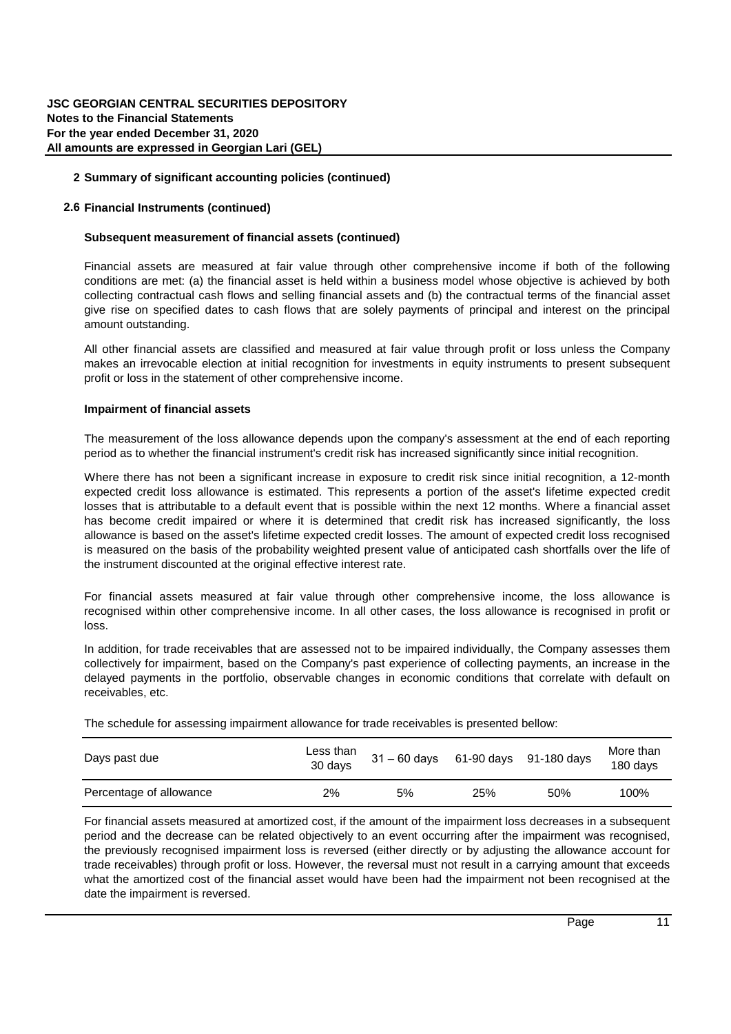## 2 Summary of significant accounting policies (continued)

### 2.6 Financial Instruments (continued)

**Subsequent measurement of financial assets (continued)**

Financial assets are measured at fair value through other comprehensive income if both of the following conditions are met: (a) the financial asset is held within a business model whose objective is achieved by both collecting contractual cash flows and selling financial assets and (b) the contractual terms of the financial asset give rise on specified dates to cash flows that are solely payments of principal and interest on the principal amount outstanding.

All other financial assets are classified and measured at fair value through profit or loss unless the Company makes an irrevocable election at initial recognition for investments in equity instruments to present subsequent profit or loss in the statement of other comprehensive income.

**Impairment of financial assets**

The measurement of the loss allowance depends upon the company's assessment at the end of each reporting period as to whether the financial instrument's credit risk has increased significantly since initial recognition.

Where there has not been a significant increase in exposure to credit risk since initial recognition, a 12-month expected credit loss allowance is estimated. This represents a portion of the asset's lifetime expected credit losses that is attributable to a default event that is possible within the next 12 months. Where a financial asset has become credit impaired or where it is determined that credit risk has increased significantly, the loss allowance is based on the asset's lifetime expected credit losses. The amount of expected credit loss recognised is measured on the basis of the probability weighted present value of anticipated cash shortfalls over the life of the instrument discounted at the original effective interest rate.

For financial assets measured at fair value through other comprehensive income, the loss allowance is recognised within other comprehensive income. In all other cases, the loss allowance is recognised in profit or loss.

In addition, for trade receivables that are assessed not to be impaired individually, the Company assesses them collectively for impairment, based on the Company's past experience of collecting payments, an increase in the delayed payments in the portfolio, observable changes in economic conditions that correlate with default on receivables, etc.

The schedule for assessing impairment allowance for trade receivables is presented bellow:

| Days past due | Less than 30 days | 31 – 60 days | 61-90 days | 91-180 days | More than 180 days |
|---|---|---|---|---|---|
| Percentage of allowance | 2% | 5% | 25% | 50% | 100% |

For financial assets measured at amortized cost, if the amount of the impairment loss decreases in a subsequent period and the decrease can be related objectively to an event occurring after the impairment was recognised, the previously recognised impairment loss is reversed (either directly or by adjusting the allowance account for trade receivables) through profit or loss. However, the reversal must not result in a carrying amount that exceeds what the amortized cost of the financial asset would have been had the impairment not been recognised at the date the impairment is reversed.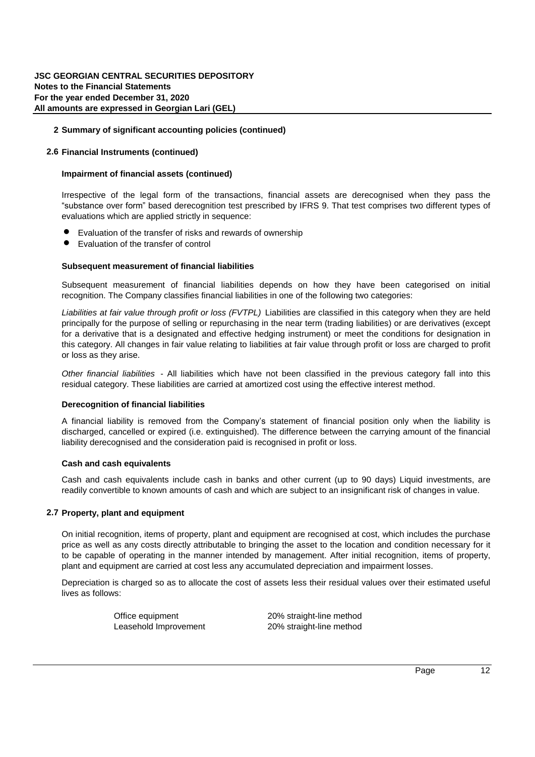## 2 Summary of significant accounting policies (continued)

### 2.6 Financial Instruments (continued)

**Impairment of financial assets (continued)**

Irrespective of the legal form of the transactions, financial assets are derecognised when they pass the "substance over form" based derecognition test prescribed by IFRS 9. That test comprises two different types of evaluations which are applied strictly in sequence:

- Evaluation of the transfer of risks and rewards of ownership
- Evaluation of the transfer of control

**Subsequent measurement of financial liabilities**

Subsequent measurement of financial liabilities depends on how they have been categorised on initial recognition. The Company classifies financial liabilities in one of the following two categories:

*Liabilities at fair value through profit or loss (FVTPL)* Liabilities are classified in this category when they are held principally for the purpose of selling or repurchasing in the near term (trading liabilities) or are derivatives (except for a derivative that is a designated and effective hedging instrument) or meet the conditions for designation in this category. All changes in fair value relating to liabilities at fair value through profit or loss are charged to profit or loss as they arise.

*Other financial liabilities* - All liabilities which have not been classified in the previous category fall into this residual category. These liabilities are carried at amortized cost using the effective interest method.

**Derecognition of financial liabilities**

A financial liability is removed from the Company's statement of financial position only when the liability is discharged, cancelled or expired (i.e. extinguished). The difference between the carrying amount of the financial liability derecognised and the consideration paid is recognised in profit or loss.

**Cash and cash equivalents**

Cash and cash equivalents include cash in banks and other current (up to 90 days) Liquid investments, are readily convertible to known amounts of cash and which are subject to an insignificant risk of changes in value.

### 2.7 Property, plant and equipment

On initial recognition, items of property, plant and equipment are recognised at cost, which includes the purchase price as well as any costs directly attributable to bringing the asset to the location and condition necessary for it to be capable of operating in the manner intended by management. After initial recognition, items of property, plant and equipment are carried at cost less any accumulated depreciation and impairment losses.

Depreciation is charged so as to allocate the cost of assets less their residual values over their estimated useful lives as follows:

| | |
|---|---|
| Office equipment | 20% straight-line method |
| Leasehold Improvement | 20% straight-line method |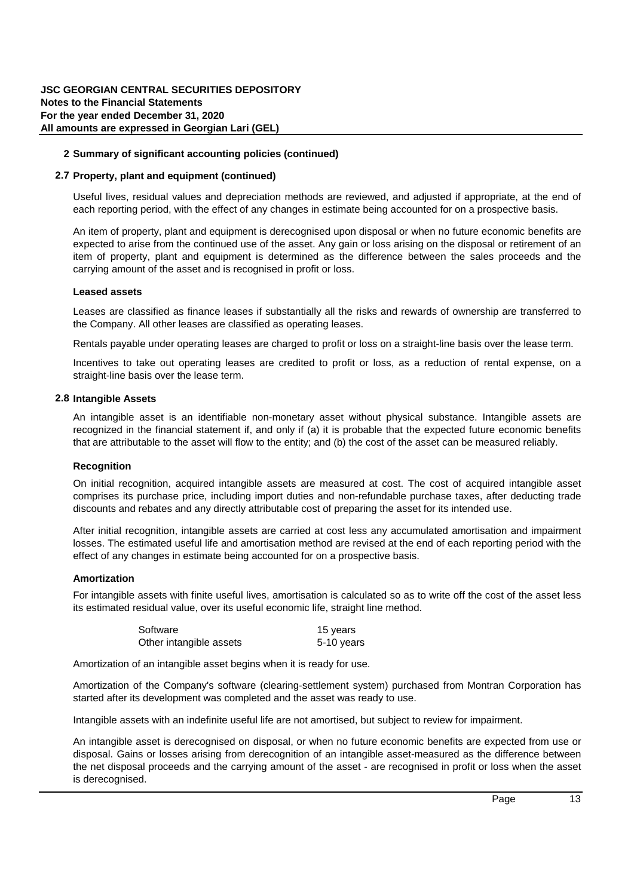## 2 Summary of significant accounting policies (continued)

### 2.7 Property, plant and equipment (continued)

Useful lives, residual values and depreciation methods are reviewed, and adjusted if appropriate, at the end of each reporting period, with the effect of any changes in estimate being accounted for on a prospective basis.

An item of property, plant and equipment is derecognised upon disposal or when no future economic benefits are expected to arise from the continued use of the asset. Any gain or loss arising on the disposal or retirement of an item of property, plant and equipment is determined as the difference between the sales proceeds and the carrying amount of the asset and is recognised in profit or loss.

#### Leased assets

Leases are classified as finance leases if substantially all the risks and rewards of ownership are transferred to the Company. All other leases are classified as operating leases.

Rentals payable under operating leases are charged to profit or loss on a straight-line basis over the lease term.

Incentives to take out operating leases are credited to profit or loss, as a reduction of rental expense, on a straight-line basis over the lease term.

### 2.8 Intangible Assets

An intangible asset is an identifiable non-monetary asset without physical substance. Intangible assets are recognized in the financial statement if, and only if (a) it is probable that the expected future economic benefits that are attributable to the asset will flow to the entity; and (b) the cost of the asset can be measured reliably.

#### Recognition

On initial recognition, acquired intangible assets are measured at cost. The cost of acquired intangible asset comprises its purchase price, including import duties and non-refundable purchase taxes, after deducting trade discounts and rebates and any directly attributable cost of preparing the asset for its intended use.

After initial recognition, intangible assets are carried at cost less any accumulated amortisation and impairment losses. The estimated useful life and amortisation method are revised at the end of each reporting period with the effect of any changes in estimate being accounted for on a prospective basis.

#### Amortization

For intangible assets with finite useful lives, amortisation is calculated so as to write off the cost of the asset less its estimated residual value, over its useful economic life, straight line method.

| | |
|---|---|
| Software | 15 years |
| Other intangible assets | 5-10 years |

Amortization of an intangible asset begins when it is ready for use.

Amortization of the Company's software (clearing-settlement system) purchased from Montran Corporation has started after its development was completed and the asset was ready to use.

Intangible assets with an indefinite useful life are not amortised, but subject to review for impairment.

An intangible asset is derecognised on disposal, or when no future economic benefits are expected from use or disposal. Gains or losses arising from derecognition of an intangible asset-measured as the difference between the net disposal proceeds and the carrying amount of the asset - are recognised in profit or loss when the asset is derecognised.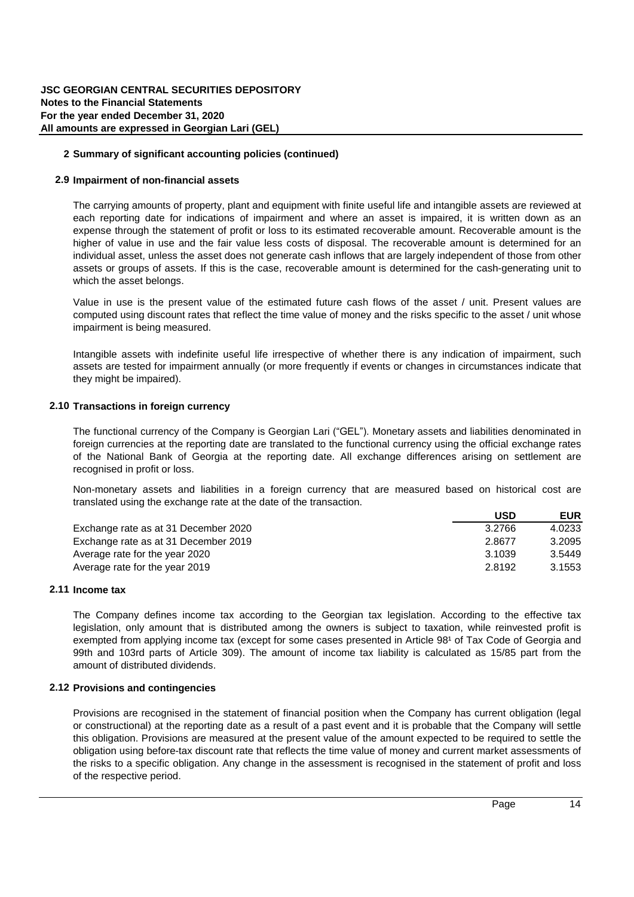## 2 Summary of significant accounting policies (continued)

### 2.9 Impairment of non-financial assets

The carrying amounts of property, plant and equipment with finite useful life and intangible assets are reviewed at each reporting date for indications of impairment and where an asset is impaired, it is written down as an expense through the statement of profit or loss to its estimated recoverable amount. Recoverable amount is the higher of value in use and the fair value less costs of disposal. The recoverable amount is determined for an individual asset, unless the asset does not generate cash inflows that are largely independent of those from other assets or groups of assets. If this is the case, recoverable amount is determined for the cash-generating unit to which the asset belongs.

Value in use is the present value of the estimated future cash flows of the asset / unit. Present values are computed using discount rates that reflect the time value of money and the risks specific to the asset / unit whose impairment is being measured.

Intangible assets with indefinite useful life irrespective of whether there is any indication of impairment, such assets are tested for impairment annually (or more frequently if events or changes in circumstances indicate that they might be impaired).

### 2.10 Transactions in foreign currency

The functional currency of the Company is Georgian Lari ("GEL"). Monetary assets and liabilities denominated in foreign currencies at the reporting date are translated to the functional currency using the official exchange rates of the National Bank of Georgia at the reporting date. All exchange differences arising on settlement are recognised in profit or loss.

Non-monetary assets and liabilities in a foreign currency that are measured based on historical cost are translated using the exchange rate at the date of the transaction.

| | USD | EUR |
|---|---|---|
| Exchange rate as at 31 December 2020 | 3.2766 | 4.0233 |
| Exchange rate as at 31 December 2019 | 2.8677 | 3.2095 |
| Average rate for the year 2020 | 3.1039 | 3.5449 |
| Average rate for the year 2019 | 2.8192 | 3.1553 |

### 2.11 Income tax

The Company defines income tax according to the Georgian tax legislation. According to the effective tax legislation, only amount that is distributed among the owners is subject to taxation, while reinvested profit is exempted from applying income tax (except for some cases presented in Article $98^1$ of Tax Code of Georgia and 99th and 103rd parts of Article 309). The amount of income tax liability is calculated as 15/85 part from the amount of distributed dividends.

### 2.12 Provisions and contingencies

Provisions are recognised in the statement of financial position when the Company has current obligation (legal or constructional) at the reporting date as a result of a past event and it is probable that the Company will settle this obligation. Provisions are measured at the present value of the amount expected to be required to settle the obligation using before-tax discount rate that reflects the time value of money and current market assessments of the risks to a specific obligation. Any change in the assessment is recognised in the statement of profit and loss of the respective period.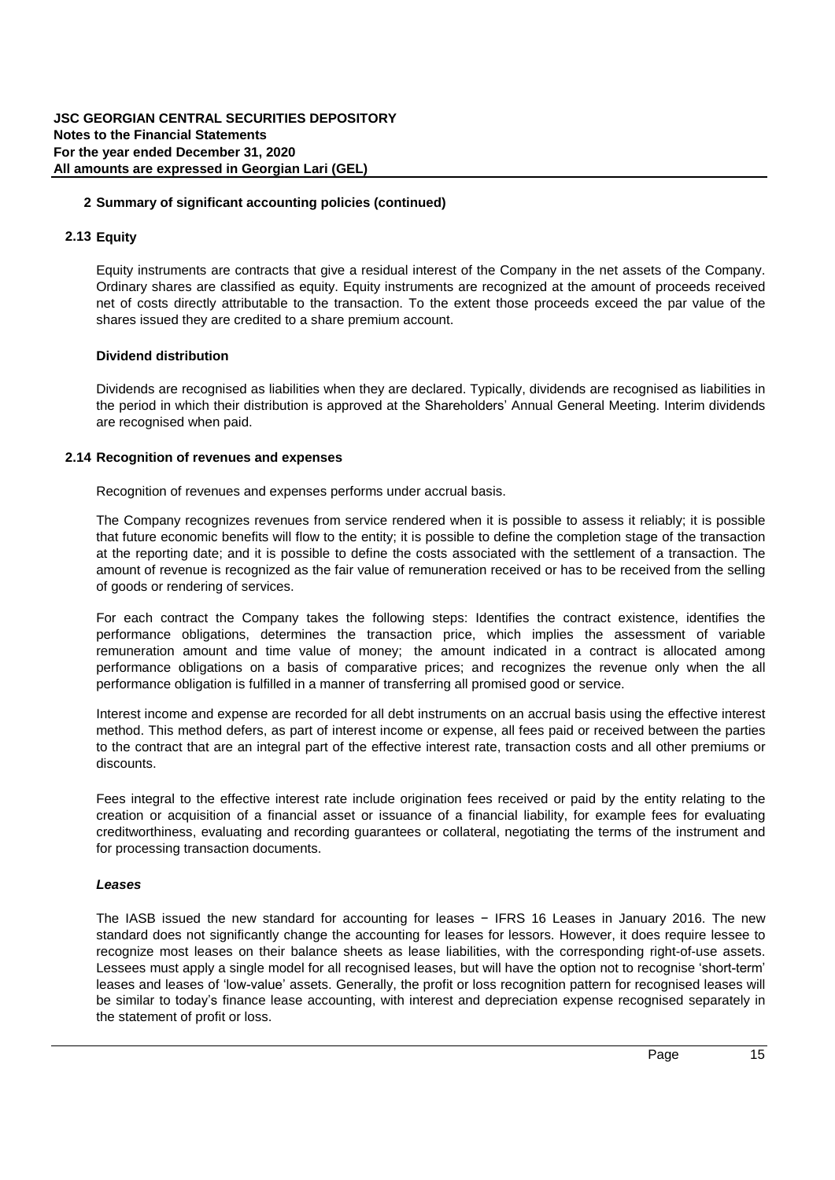## 2 Summary of significant accounting policies (continued)

### 2.13 Equity

Equity instruments are contracts that give a residual interest of the Company in the net assets of the Company. Ordinary shares are classified as equity. Equity instruments are recognized at the amount of proceeds received net of costs directly attributable to the transaction. To the extent those proceeds exceed the par value of the shares issued they are credited to a share premium account.

**Dividend distribution**

Dividends are recognised as liabilities when they are declared. Typically, dividends are recognised as liabilities in the period in which their distribution is approved at the Shareholders' Annual General Meeting. Interim dividends are recognised when paid.

### 2.14 Recognition of revenues and expenses

Recognition of revenues and expenses performs under accrual basis.

The Company recognizes revenues from service rendered when it is possible to assess it reliably; it is possible that future economic benefits will flow to the entity; it is possible to define the completion stage of the transaction at the reporting date; and it is possible to define the costs associated with the settlement of a transaction. The amount of revenue is recognized as the fair value of remuneration received or has to be received from the selling of goods or rendering of services.

For each contract the Company takes the following steps: Identifies the contract existence, identifies the performance obligations, determines the transaction price, which implies the assessment of variable remuneration amount and time value of money; the amount indicated in a contract is allocated among performance obligations on a basis of comparative prices; and recognizes the revenue only when the all performance obligation is fulfilled in a manner of transferring all promised good or service.

Interest income and expense are recorded for all debt instruments on an accrual basis using the effective interest method. This method defers, as part of interest income or expense, all fees paid or received between the parties to the contract that are an integral part of the effective interest rate, transaction costs and all other premiums or discounts.

Fees integral to the effective interest rate include origination fees received or paid by the entity relating to the creation or acquisition of a financial asset or issuance of a financial liability, for example fees for evaluating creditworthiness, evaluating and recording guarantees or collateral, negotiating the terms of the instrument and for processing transaction documents.

***Leases***

The IASB issued the new standard for accounting for leases − IFRS 16 Leases in January 2016. The new standard does not significantly change the accounting for leases for lessors. However, it does require lessee to recognize most leases on their balance sheets as lease liabilities, with the corresponding right-of-use assets. Lessees must apply a single model for all recognised leases, but will have the option not to recognise 'short-term' leases and leases of 'low-value' assets. Generally, the profit or loss recognition pattern for recognised leases will be similar to today's finance lease accounting, with interest and depreciation expense recognised separately in the statement of profit or loss.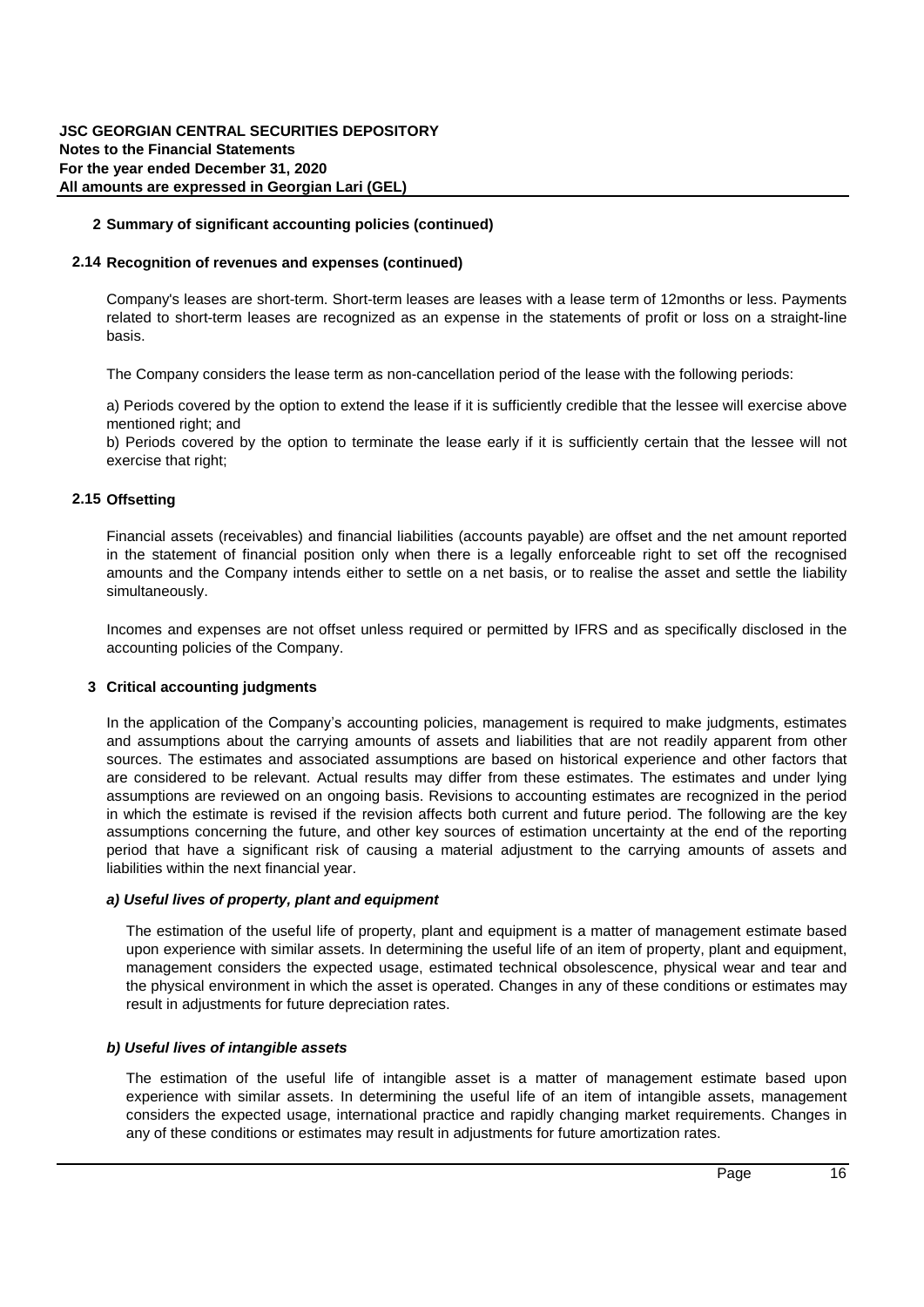## 2 Summary of significant accounting policies (continued)

### 2.14 Recognition of revenues and expenses (continued)

Company's leases are short-term. Short-term leases are leases with a lease term of 12months or less. Payments related to short-term leases are recognized as an expense in the statements of profit or loss on a straight-line basis.

The Company considers the lease term as non-cancellation period of the lease with the following periods:

a) Periods covered by the option to extend the lease if it is sufficiently credible that the lessee will exercise above mentioned right; and
b) Periods covered by the option to terminate the lease early if it is sufficiently certain that the lessee will not exercise that right;

### 2.15 Offsetting

Financial assets (receivables) and financial liabilities (accounts payable) are offset and the net amount reported in the statement of financial position only when there is a legally enforceable right to set off the recognised amounts and the Company intends either to settle on a net basis, or to realise the asset and settle the liability simultaneously.

Incomes and expenses are not offset unless required or permitted by IFRS and as specifically disclosed in the accounting policies of the Company.

## 3 Critical accounting judgments

In the application of the Company's accounting policies, management is required to make judgments, estimates and assumptions about the carrying amounts of assets and liabilities that are not readily apparent from other sources. The estimates and associated assumptions are based on historical experience and other factors that are considered to be relevant. Actual results may differ from these estimates. The estimates and under lying assumptions are reviewed on an ongoing basis. Revisions to accounting estimates are recognized in the period in which the estimate is revised if the revision affects both current and future period. The following are the key assumptions concerning the future, and other key sources of estimation uncertainty at the end of the reporting period that have a significant risk of causing a material adjustment to the carrying amounts of assets and liabilities within the next financial year.

#### *a) Useful lives of property, plant and equipment*

The estimation of the useful life of property, plant and equipment is a matter of management estimate based upon experience with similar assets. In determining the useful life of an item of property, plant and equipment, management considers the expected usage, estimated technical obsolescence, physical wear and tear and the physical environment in which the asset is operated. Changes in any of these conditions or estimates may result in adjustments for future depreciation rates.

#### *b) Useful lives of intangible assets*

The estimation of the useful life of intangible asset is a matter of management estimate based upon experience with similar assets. In determining the useful life of an item of intangible assets, management considers the expected usage, international practice and rapidly changing market requirements. Changes in any of these conditions or estimates may result in adjustments for future amortization rates.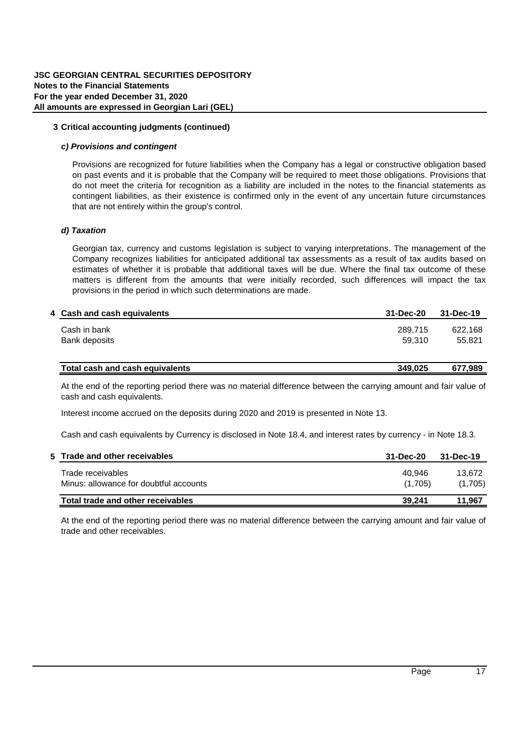## 3 Critical accounting judgments (continued)

### *c) Provisions and contingent*

Provisions are recognized for future liabilities when the Company has a legal or constructive obligation based on past events and it is probable that the Company will be required to meet those obligations. Provisions that do not meet the criteria for recognition as a liability are included in the notes to the financial statements as contingent liabilities, as their existence is confirmed only in the event of any uncertain future circumstances that are not entirely within the group's control.

### *d) Taxation*

Georgian tax, currency and customs legislation is subject to varying interpretations. The management of the Company recognizes liabilities for anticipated additional tax assessments as a result of tax audits based on estimates of whether it is probable that additional taxes will be due. Where the final tax outcome of these matters is different from the amounts that were initially recorded, such differences will impact the tax provisions in the period in which such determinations are made.

## 4 Cash and cash equivalents

| | 31-Dec-20 | 31-Dec-19 |
|---|---|---|
| Cash in bank | 289,715 | 622,168 |
| Bank deposits | 59,310 | 55,821 |
| **Total cash and cash equivalents** | **349,025** | **677,989** |

At the end of the reporting period there was no material difference between the carrying amount and fair value of cash and cash equivalents.

Interest income accrued on the deposits during 2020 and 2019 is presented in Note 13.

Cash and cash equivalents by Currency is disclosed in Note 18.4, and interest rates by currency - in Note 18.3.

## 5 Trade and other receivables

| | 31-Dec-20 | 31-Dec-19 |
|---|---|---|
| Trade receivables | 40,946 | 13,672 |
| Minus: allowance for doubtful accounts | (1,705) | (1,705) |
| **Total trade and other receivables** | **39,241** | **11,967** |

At the end of the reporting period there was no material difference between the carrying amount and fair value of trade and other receivables.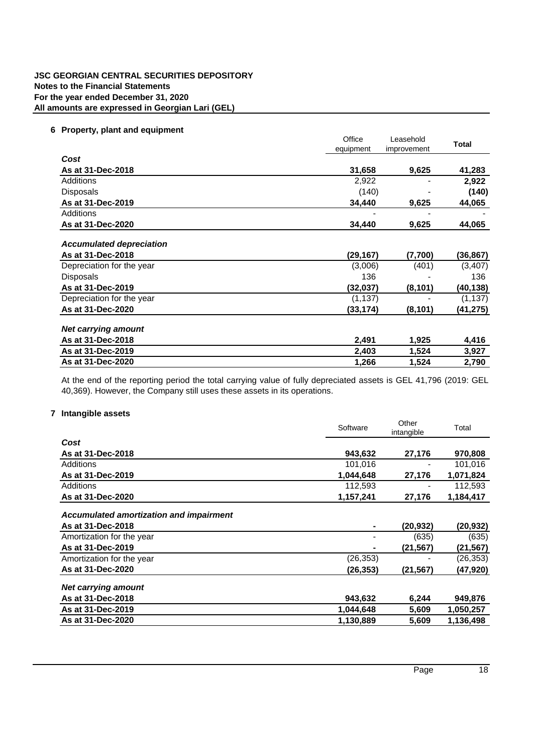**JSC GEORGIAN CENTRAL SECURITIES DEPOSITORY**
**Notes to the Financial Statements**
**For the year ended December 31, 2020**
**All amounts are expressed in Georgian Lari (GEL)**

## 6 Property, plant and equipment

| | Office equipment | Leasehold improvement | Total |
|---|---|---|---|
| ***Cost*** | | | |
| **As at 31-Dec-2018** | **31,658** | **9,625** | **41,283** |
| Additions | 2,922 | - | **2,922** |
| Disposals | (140) | - | **(140)** |
| **As at 31-Dec-2019** | **34,440** | **9,625** | **44,065** |
| Additions | - | - | - |
| **As at 31-Dec-2020** | **34,440** | **9,625** | **44,065** |
| | | | |
| ***Accumulated depreciation*** | | | |
| **As at 31-Dec-2018** | **(29,167)** | **(7,700)** | **(36,867)** |
| Depreciation for the year | (3,006) | (401) | (3,407) |
| Disposals | 136 | - | 136 |
| **As at 31-Dec-2019** | **(32,037)** | **(8,101)** | **(40,138)** |
| Depreciation for the year | (1,137) | - | (1,137) |
| **As at 31-Dec-2020** | **(33,174)** | **(8,101)** | **(41,275)** |
| | | | |
| ***Net carrying amount*** | | | |
| **As at 31-Dec-2018** | **2,491** | **1,925** | **4,416** |
| **As at 31-Dec-2019** | **2,403** | **1,524** | **3,927** |
| **As at 31-Dec-2020** | **1,266** | **1,524** | **2,790** |

At the end of the reporting period the total carrying value of fully depreciated assets is GEL 41,796 (2019: GEL 40,369). However, the Company still uses these assets in its operations.

## 7 Intangible assets

| | Software | Other intangible | Total |
|---|---|---|---|
| ***Cost*** | | | |
| **As at 31-Dec-2018** | **943,632** | **27,176** | **970,808** |
| Additions | 101,016 | - | 101,016 |
| **As at 31-Dec-2019** | **1,044,648** | **27,176** | **1,071,824** |
| Additions | 112,593 | - | 112,593 |
| **As at 31-Dec-2020** | **1,157,241** | **27,176** | **1,184,417** |
| | | | |
| ***Accumulated amortization and impairment*** | | | |
| **As at 31-Dec-2018** | **-** | **(20,932)** | **(20,932)** |
| Amortization for the year | - | (635) | (635) |
| **As at 31-Dec-2019** | **-** | **(21,567)** | **(21,567)** |
| Amortization for the year | (26,353) | - | (26,353) |
| **As at 31-Dec-2020** | **(26,353)** | **(21,567)** | **(47,920)** |
| | | | |
| ***Net carrying amount*** | | | |
| **As at 31-Dec-2018** | **943,632** | **6,244** | **949,876** |
| **As at 31-Dec-2019** | **1,044,648** | **5,609** | **1,050,257** |
| **As at 31-Dec-2020** | **1,130,889** | **5,609** | **1,136,498** |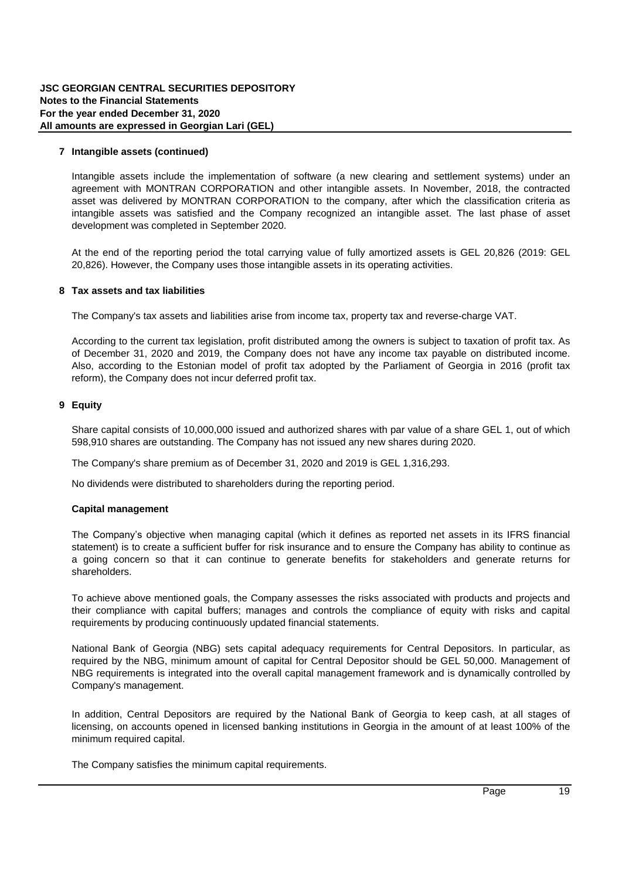## 7 Intangible assets (continued)

Intangible assets include the implementation of software (a new clearing and settlement systems) under an agreement with MONTRAN CORPORATION and other intangible assets. In November, 2018, the contracted asset was delivered by MONTRAN CORPORATION to the company, after which the classification criteria as intangible assets was satisfied and the Company recognized an intangible asset. The last phase of asset development was completed in September 2020.

At the end of the reporting period the total carrying value of fully amortized assets is GEL 20,826 (2019: GEL 20,826). However, the Company uses those intangible assets in its operating activities.

## 8 Tax assets and tax liabilities

The Company's tax assets and liabilities arise from income tax, property tax and reverse-charge VAT.

According to the current tax legislation, profit distributed among the owners is subject to taxation of profit tax. As of December 31, 2020 and 2019, the Company does not have any income tax payable on distributed income. Also, according to the Estonian model of profit tax adopted by the Parliament of Georgia in 2016 (profit tax reform), the Company does not incur deferred profit tax.

## 9 Equity

Share capital consists of 10,000,000 issued and authorized shares with par value of a share GEL 1, out of which 598,910 shares are outstanding. The Company has not issued any new shares during 2020.

The Company's share premium as of December 31, 2020 and 2019 is GEL 1,316,293.

No dividends were distributed to shareholders during the reporting period.

### Capital management

The Company's objective when managing capital (which it defines as reported net assets in its IFRS financial statement) is to create a sufficient buffer for risk insurance and to ensure the Company has ability to continue as a going concern so that it can continue to generate benefits for stakeholders and generate returns for shareholders.

To achieve above mentioned goals, the Company assesses the risks associated with products and projects and their compliance with capital buffers; manages and controls the compliance of equity with risks and capital requirements by producing continuously updated financial statements.

National Bank of Georgia (NBG) sets capital adequacy requirements for Central Depositors. In particular, as required by the NBG, minimum amount of capital for Central Depositor should be GEL 50,000. Management of NBG requirements is integrated into the overall capital management framework and is dynamically controlled by Company's management.

In addition, Central Depositors are required by the National Bank of Georgia to keep cash, at all stages of licensing, on accounts opened in licensed banking institutions in Georgia in the amount of at least 100% of the minimum required capital.

The Company satisfies the minimum capital requirements.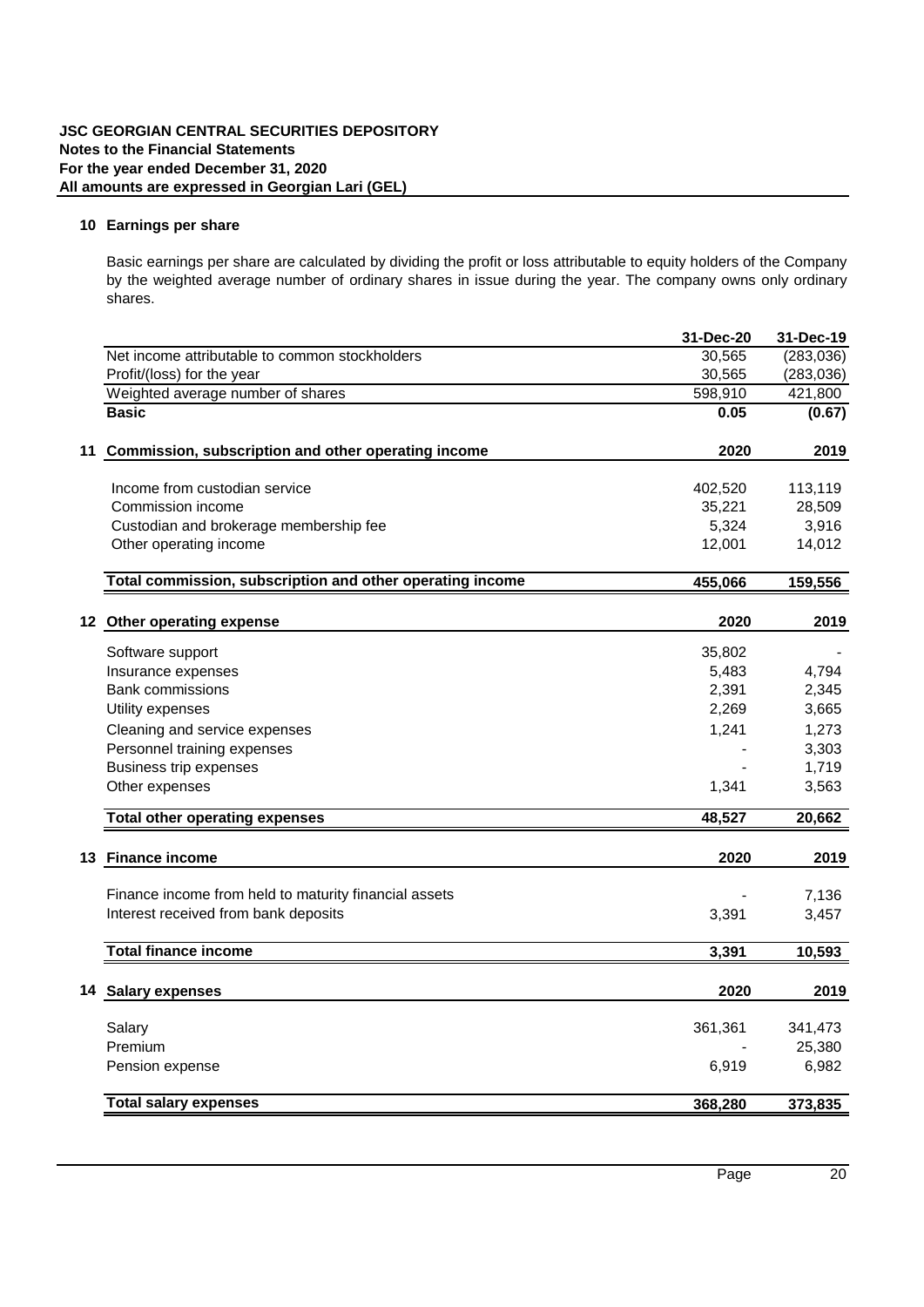## 10 Earnings per share

Basic earnings per share are calculated by dividing the profit or loss attributable to equity holders of the Company by the weighted average number of ordinary shares in issue during the year. The company owns only ordinary shares.

| | 31-Dec-20 | 31-Dec-19 |
|---|---|---|
| Net income attributable to common stockholders | 30,565 | (283,036) |
| Profit/(loss) for the year | 30,565 | (283,036) |
| Weighted average number of shares | 598,910 | 421,800 |
| **Basic** | **0.05** | **(0.67)** |

## 11 Commission, subscription and other operating income

| | 2020 | 2019 |
|---|---|---|
| Income from custodian service | 402,520 | 113,119 |
| Commission income | 35,221 | 28,509 |
| Custodian and brokerage membership fee | 5,324 | 3,916 |
| Other operating income | 12,001 | 14,012 |
| **Total commission, subscription and other operating income** | **455,066** | **159,556** |

## 12 Other operating expense

| | 2020 | 2019 |
|---|---|---|
| Software support | 35,802 | - |
| Insurance expenses | 5,483 | 4,794 |
| Bank commissions | 2,391 | 2,345 |
| Utility expenses | 2,269 | 3,665 |
| Cleaning and service expenses | 1,241 | 1,273 |
| Personnel training expenses | - | 3,303 |
| Business trip expenses | - | 1,719 |
| Other expenses | 1,341 | 3,563 |
| **Total other operating expenses** | **48,527** | **20,662** |

## 13 Finance income

| | 2020 | 2019 |
|---|---|---|
| Finance income from held to maturity financial assets | - | 7,136 |
| Interest received from bank deposits | 3,391 | 3,457 |
| **Total finance income** | **3,391** | **10,593** |

## 14 Salary expenses

| | 2020 | 2019 |
|---|---|---|
| Salary | 361,361 | 341,473 |
| Premium | - | 25,380 |
| Pension expense | 6,919 | 6,982 |
| **Total salary expenses** | **368,280** | **373,835** |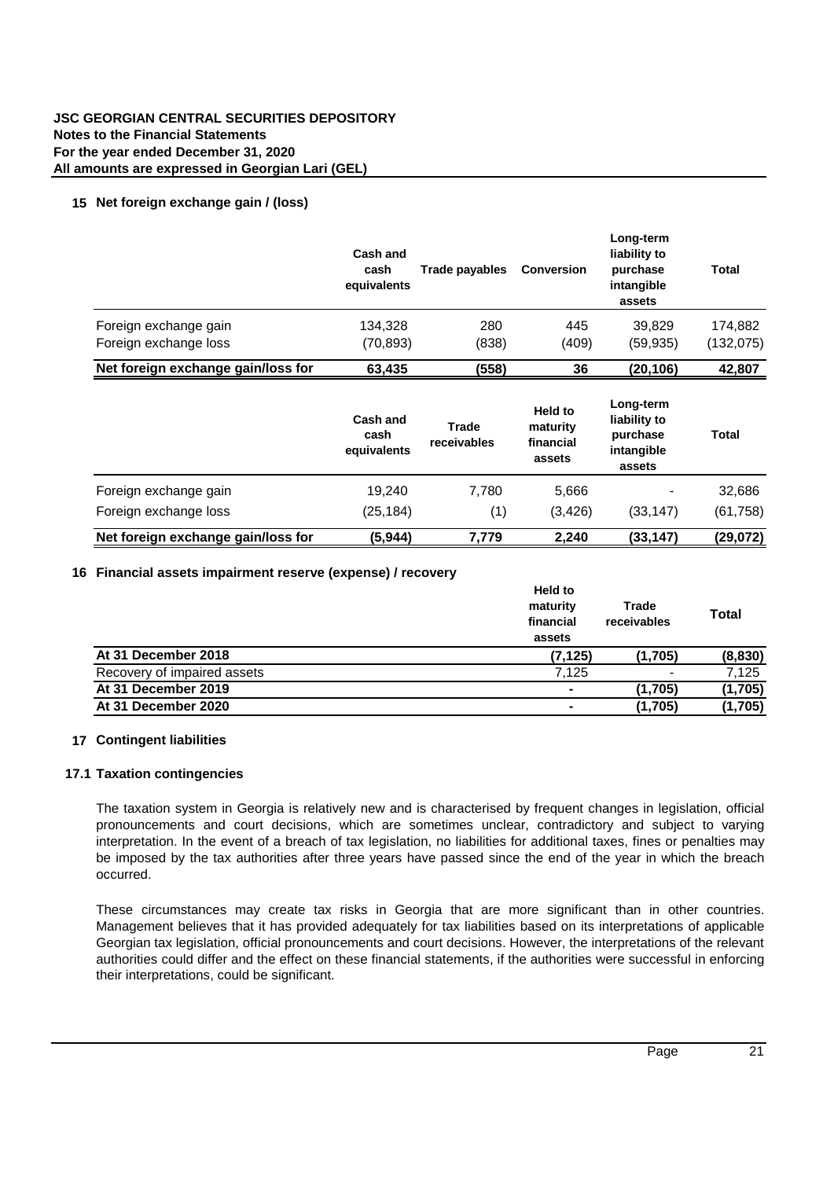**JSC GEORGIAN CENTRAL SECURITIES DEPOSITORY**
**Notes to the Financial Statements**
**For the year ended December 31, 2020**
**All amounts are expressed in Georgian Lari (GEL)**

## 15 Net foreign exchange gain / (loss)

| | Cash and cash equivalents | Trade payables | Conversion | Long-term liability to purchase intangible assets | Total |
|---|---|---|---|---|---|
| Foreign exchange gain | 134,328 | 280 | 445 | 39,829 | 174,882 |
| Foreign exchange loss | (70,893) | (838) | (409) | (59,935) | (132,075) |
| **Net foreign exchange gain/loss for** | **63,435** | **(558)** | **36** | **(20,106)** | **42,807** |

| | Cash and cash equivalents | Trade receivables | Held to maturity financial assets | Long-term liability to purchase intangible assets | Total |
|---|---|---|---|---|---|
| Foreign exchange gain | 19,240 | 7,780 | 5,666 | - | 32,686 |
| Foreign exchange loss | (25,184) | (1) | (3,426) | (33,147) | (61,758) |
| **Net foreign exchange gain/loss for** | **(5,944)** | **7,779** | **2,240** | **(33,147)** | **(29,072)** |

## 16 Financial assets impairment reserve (expense) / recovery

| | Held to maturity financial assets | Trade receivables | Total |
|---|---|---|---|
| **At 31 December 2018** | **(7,125)** | **(1,705)** | **(8,830)** |
| Recovery of impaired assets | 7,125 | - | 7,125 |
| **At 31 December 2019** | **-** | **(1,705)** | **(1,705)** |
| **At 31 December 2020** | **-** | **(1,705)** | **(1,705)** |

## 17 Contingent liabilities

### 17.1 Taxation contingencies

The taxation system in Georgia is relatively new and is characterised by frequent changes in legislation, official pronouncements and court decisions, which are sometimes unclear, contradictory and subject to varying interpretation. In the event of a breach of tax legislation, no liabilities for additional taxes, fines or penalties may be imposed by the tax authorities after three years have passed since the end of the year in which the breach occurred.

These circumstances may create tax risks in Georgia that are more significant than in other countries. Management believes that it has provided adequately for tax liabilities based on its interpretations of applicable Georgian tax legislation, official pronouncements and court decisions. However, the interpretations of the relevant authorities could differ and the effect on these financial statements, if the authorities were successful in enforcing their interpretations, could be significant.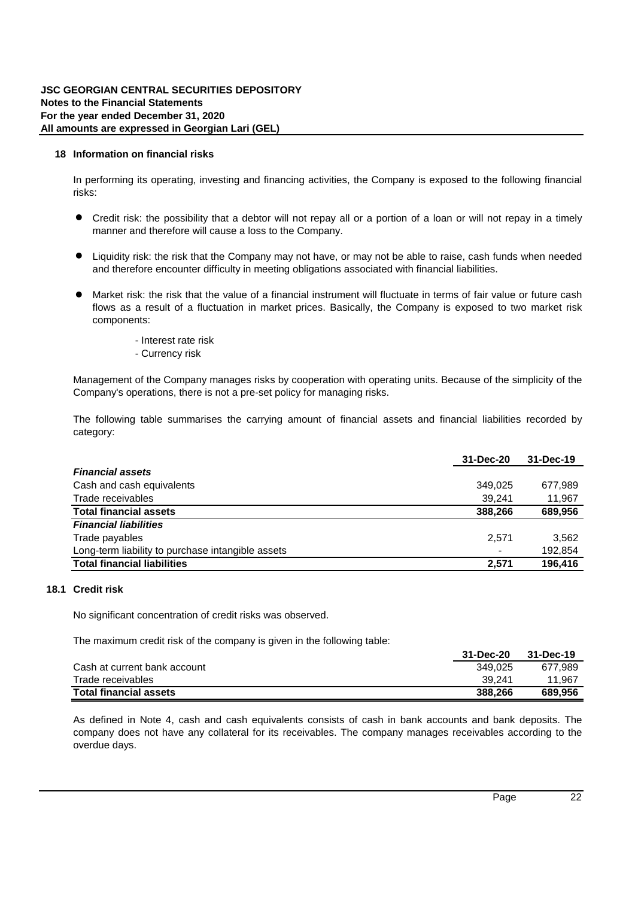## 18 Information on financial risks

In performing its operating, investing and financing activities, the Company is exposed to the following financial risks:

- Credit risk: the possibility that a debtor will not repay all or a portion of a loan or will not repay in a timely manner and therefore will cause a loss to the Company.
- Liquidity risk: the risk that the Company may not have, or may not be able to raise, cash funds when needed and therefore encounter difficulty in meeting obligations associated with financial liabilities.
- Market risk: the risk that the value of a financial instrument will fluctuate in terms of fair value or future cash flows as a result of a fluctuation in market prices. Basically, the Company is exposed to two market risk components:
  - Interest rate risk
  - Currency risk

Management of the Company manages risks by cooperation with operating units. Because of the simplicity of the Company's operations, there is not a pre-set policy for managing risks.

The following table summarises the carrying amount of financial assets and financial liabilities recorded by category:

| | 31-Dec-20 | 31-Dec-19 |
|---|---|---|
| ***Financial assets*** | | |
| Cash and cash equivalents | 349,025 | 677,989 |
| Trade receivables | 39,241 | 11,967 |
| **Total financial assets** | **388,266** | **689,956** |
| ***Financial liabilities*** | | |
| Trade payables | 2,571 | 3,562 |
| Long-term liability to purchase intangible assets | - | 192,854 |
| **Total financial liabilities** | **2,571** | **196,416** |

### 18.1 Credit risk

No significant concentration of credit risks was observed.

The maximum credit risk of the company is given in the following table:

| | 31-Dec-20 | 31-Dec-19 |
|---|---|---|
| Cash at current bank account | 349,025 | 677,989 |
| Trade receivables | 39,241 | 11,967 |
| **Total financial assets** | **388,266** | **689,956** |

As defined in Note 4, cash and cash equivalents consists of cash in bank accounts and bank deposits. The company does not have any collateral for its receivables. The company manages receivables according to the overdue days.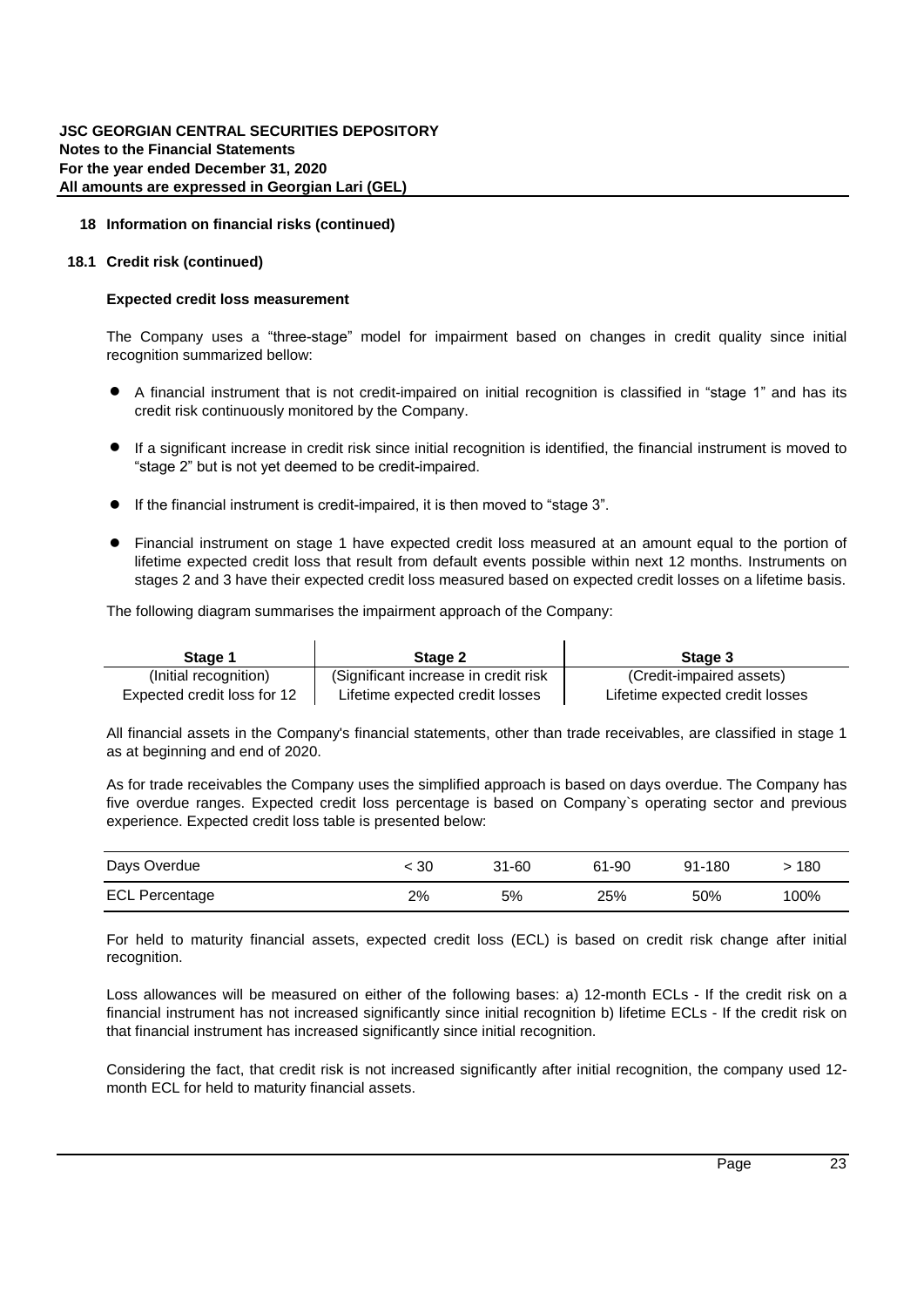### 18 Information on financial risks (continued)

#### 18.1 Credit risk (continued)

**Expected credit loss measurement**

The Company uses a "three-stage" model for impairment based on changes in credit quality since initial recognition summarized bellow:

- A financial instrument that is not credit-impaired on initial recognition is classified in "stage 1" and has its credit risk continuously monitored by the Company.
- If a significant increase in credit risk since initial recognition is identified, the financial instrument is moved to "stage 2" but is not yet deemed to be credit-impaired.
- If the financial instrument is credit-impaired, it is then moved to "stage 3".
- Financial instrument on stage 1 have expected credit loss measured at an amount equal to the portion of lifetime expected credit loss that result from default events possible within next 12 months. Instruments on stages 2 and 3 have their expected credit loss measured based on expected credit losses on a lifetime basis.

The following diagram summarises the impairment approach of the Company:

| Stage 1 | Stage 2 | Stage 3 |
|---|---|---|
| (Initial recognition) | (Significant increase in credit risk | (Credit-impaired assets) |
| Expected credit loss for 12 | Lifetime expected credit losses | Lifetime expected credit losses |

All financial assets in the Company's financial statements, other than trade receivables, are classified in stage 1 as at beginning and end of 2020.

As for trade receivables the Company uses the simplified approach is based on days overdue. The Company has five overdue ranges. Expected credit loss percentage is based on Company`s operating sector and previous experience. Expected credit loss table is presented below:

| Days Overdue | < 30 | 31-60 | 61-90 | 91-180 | > 180 |
|---|---|---|---|---|---|
| ECL Percentage | 2% | 5% | 25% | 50% | 100% |

For held to maturity financial assets, expected credit loss (ECL) is based on credit risk change after initial recognition.

Loss allowances will be measured on either of the following bases: a) 12-month ECLs - If the credit risk on a financial instrument has not increased significantly since initial recognition b) lifetime ECLs - If the credit risk on that financial instrument has increased significantly since initial recognition.

Considering the fact, that credit risk is not increased significantly after initial recognition, the company used 12-month ECL for held to maturity financial assets.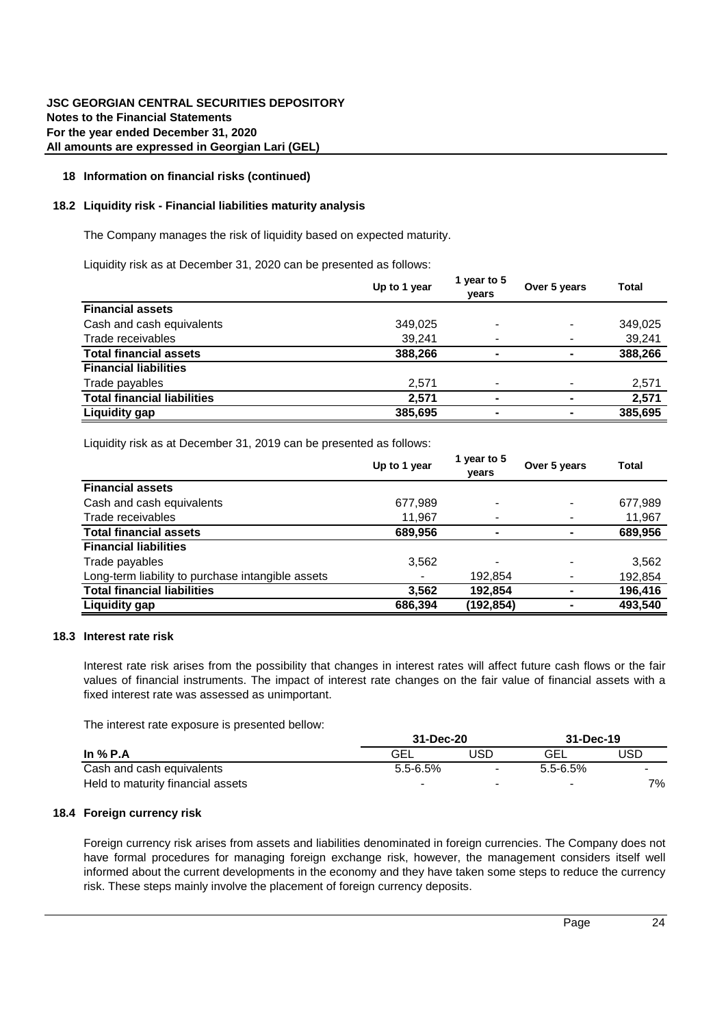## 18 Information on financial risks (continued)

### 18.2 Liquidity risk - Financial liabilities maturity analysis

The Company manages the risk of liquidity based on expected maturity.

Liquidity risk as at December 31, 2020 can be presented as follows:

| | Up to 1 year | 1 year to 5 years | Over 5 years | Total |
|---|---|---|---|---|
| **Financial assets** | | | | |
| Cash and cash equivalents | 349,025 | - | - | 349,025 |
| Trade receivables | 39,241 | - | - | 39,241 |
| **Total financial assets** | **388,266** | **-** | **-** | **388,266** |
| **Financial liabilities** | | | | |
| Trade payables | 2,571 | - | - | 2,571 |
| **Total financial liabilities** | **2,571** | **-** | **-** | **2,571** |
| **Liquidity gap** | **385,695** | **-** | **-** | **385,695** |

Liquidity risk as at December 31, 2019 can be presented as follows:

| | Up to 1 year | 1 year to 5 years | Over 5 years | Total |
|---|---|---|---|---|
| **Financial assets** | | | | |
| Cash and cash equivalents | 677,989 | - | - | 677,989 |
| Trade receivables | 11,967 | - | - | 11,967 |
| **Total financial assets** | **689,956** | **-** | **-** | **689,956** |
| **Financial liabilities** | | | | |
| Trade payables | 3,562 | - | - | 3,562 |
| Long-term liability to purchase intangible assets | - | 192,854 | - | 192,854 |
| **Total financial liabilities** | **3,562** | **192,854** | **-** | **196,416** |
| **Liquidity gap** | **686,394** | **(192,854)** | **-** | **493,540** |

### 18.3 Interest rate risk

Interest rate risk arises from the possibility that changes in interest rates will affect future cash flows or the fair values of financial instruments. The impact of interest rate changes on the fair value of financial assets with a fixed interest rate was assessed as unimportant.

The interest rate exposure is presented bellow:

| | 31-Dec-20 | | 31-Dec-19 | |
|---|---|---|---|---|
| **In % P.A** | GEL | USD | GEL | USD |
| Cash and cash equivalents | 5.5-6.5% | - | 5.5-6.5% | - |
| Held to maturity financial assets | - | - | - | 7% |

### 18.4 Foreign currency risk

Foreign currency risk arises from assets and liabilities denominated in foreign currencies. The Company does not have formal procedures for managing foreign exchange risk, however, the management considers itself well informed about the current developments in the economy and they have taken some steps to reduce the currency risk. These steps mainly involve the placement of foreign currency deposits.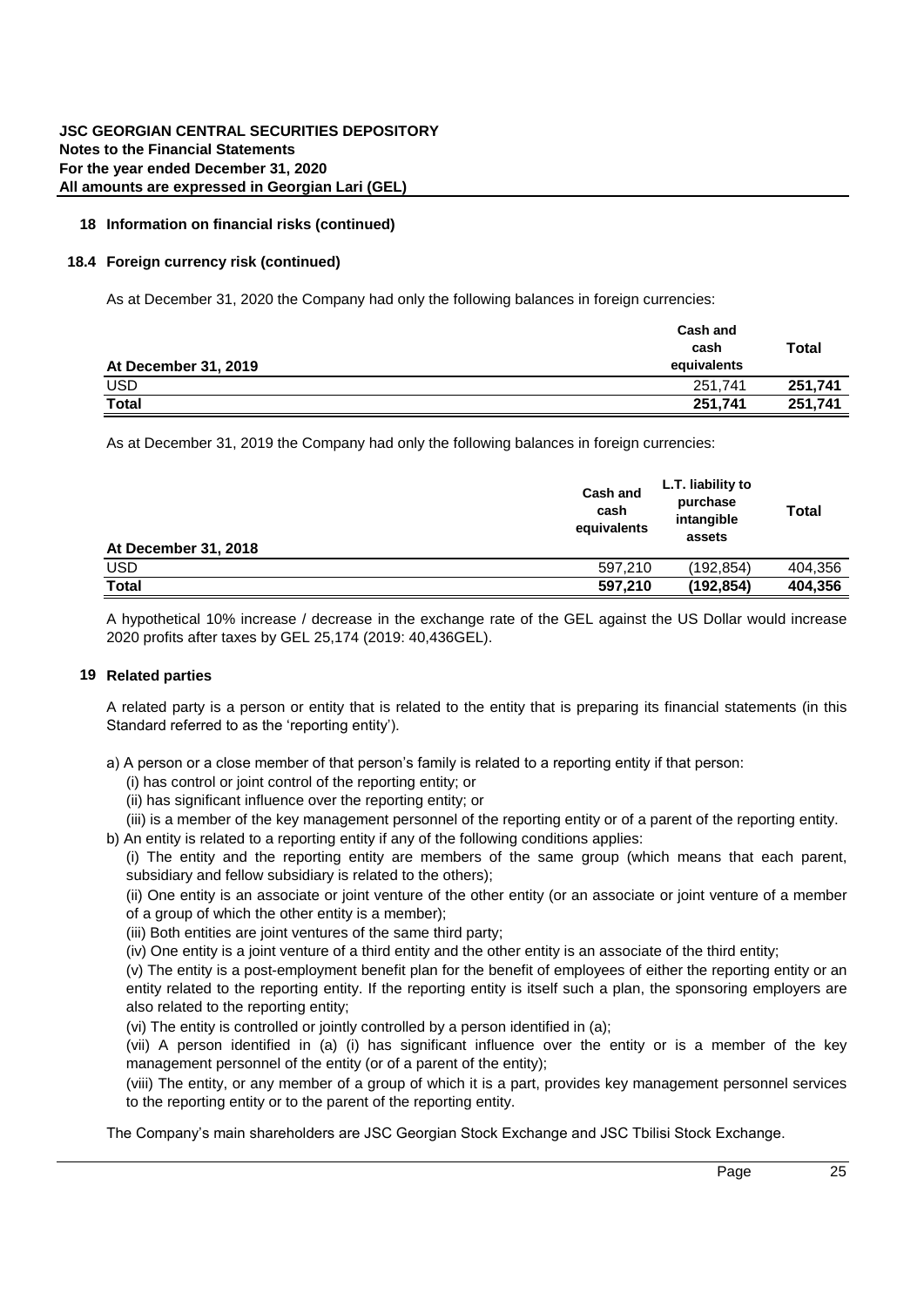### 18 Information on financial risks (continued)

#### 18.4 Foreign currency risk (continued)

As at December 31, 2020 the Company had only the following balances in foreign currencies:

| At December 31, 2019 | Cash and cash equivalents | Total |
|---|---|---|
| USD | 251,741 | **251,741** |
| **Total** | **251,741** | **251,741** |

As at December 31, 2019 the Company had only the following balances in foreign currencies:

| At December 31, 2018 | Cash and cash equivalents | L.T. liability to purchase intangible assets | Total |
|---|---|---|---|
| USD | 597,210 | (192,854) | 404,356 |
| **Total** | **597,210** | **(192,854)** | **404,356** |

A hypothetical 10% increase / decrease in the exchange rate of the GEL against the US Dollar would increase 2020 profits after taxes by GEL 25,174 (2019: 40,436GEL).

### 19 Related parties

A related party is a person or entity that is related to the entity that is preparing its financial statements (in this Standard referred to as the 'reporting entity').

a) A person or a close member of that person's family is related to a reporting entity if that person:
   (i) has control or joint control of the reporting entity; or
   (ii) has significant influence over the reporting entity; or
   (iii) is a member of the key management personnel of the reporting entity or of a parent of the reporting entity.

b) An entity is related to a reporting entity if any of the following conditions applies:
   (i) The entity and the reporting entity are members of the same group (which means that each parent, subsidiary and fellow subsidiary is related to the others);
   (ii) One entity is an associate or joint venture of the other entity (or an associate or joint venture of a member of a group of which the other entity is a member);
   (iii) Both entities are joint ventures of the same third party;
   (iv) One entity is a joint venture of a third entity and the other entity is an associate of the third entity;
   (v) The entity is a post-employment benefit plan for the benefit of employees of either the reporting entity or an entity related to the reporting entity. If the reporting entity is itself such a plan, the sponsoring employers are also related to the reporting entity;
   (vi) The entity is controlled or jointly controlled by a person identified in (a);
   (vii) A person identified in (a) (i) has significant influence over the entity or is a member of the key management personnel of the entity (or of a parent of the entity);
   (viii) The entity, or any member of a group of which it is a part, provides key management personnel services to the reporting entity or to the parent of the reporting entity.

The Company's main shareholders are JSC Georgian Stock Exchange and JSC Tbilisi Stock Exchange.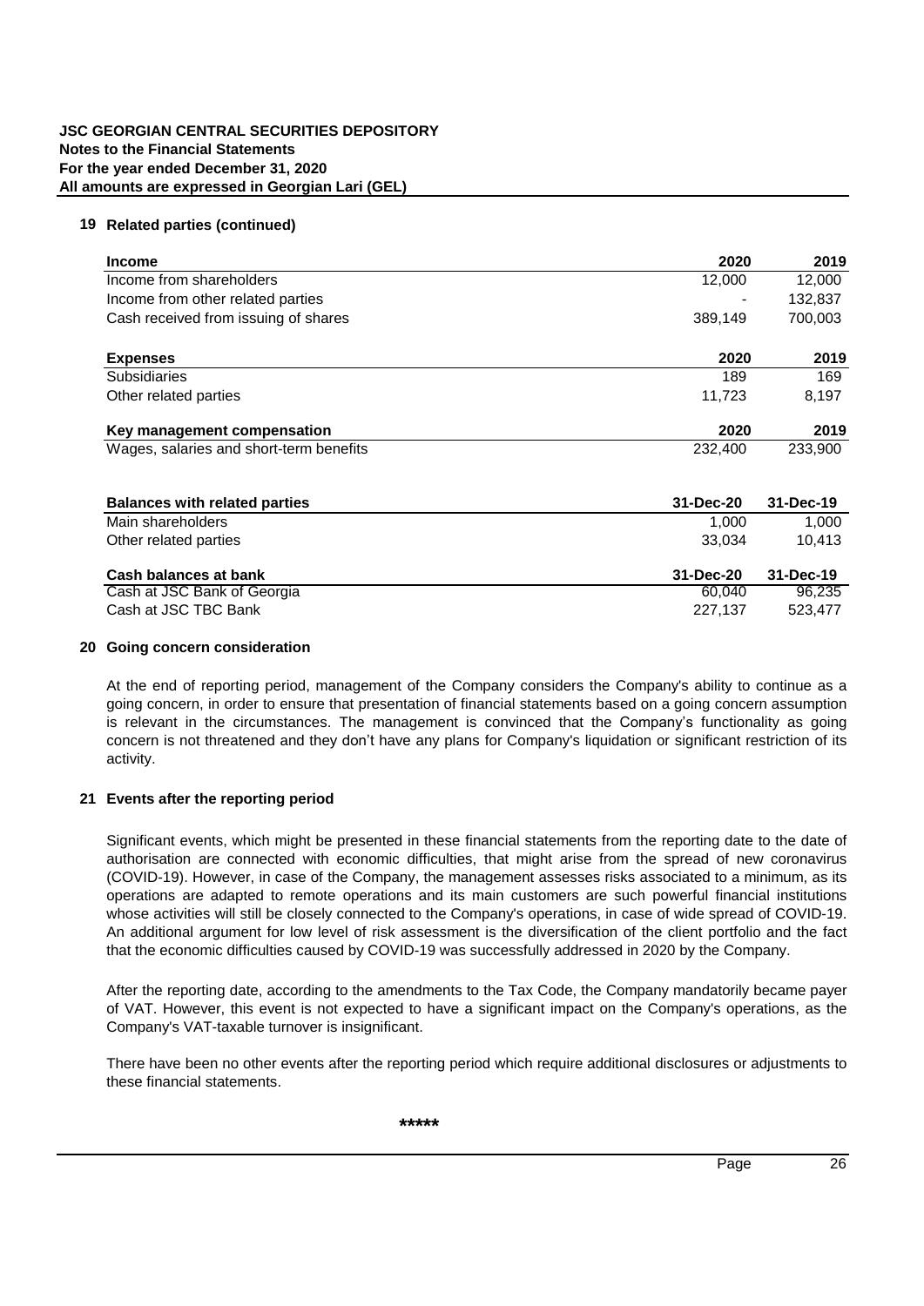## 19 Related parties (continued)

| Income | 2020 | 2019 |
|---|---|---|
| Income from shareholders | 12,000 | 12,000 |
| Income from other related parties | - | 132,837 |
| Cash received from issuing of shares | 389,149 | 700,003 |

| Expenses | 2020 | 2019 |
|---|---|---|
| Subsidiaries | 189 | 169 |
| Other related parties | 11,723 | 8,197 |

| Key management compensation | 2020 | 2019 |
|---|---|---|
| Wages, salaries and short-term benefits | 232,400 | 233,900 |

| Balances with related parties | 31-Dec-20 | 31-Dec-19 |
|---|---|---|
| Main shareholders | 1,000 | 1,000 |
| Other related parties | 33,034 | 10,413 |

| Cash balances at bank | 31-Dec-20 | 31-Dec-19 |
|---|---|---|
| Cash at JSC Bank of Georgia | 60,040 | 96,235 |
| Cash at JSC TBC Bank | 227,137 | 523,477 |

## 20 Going concern consideration

At the end of reporting period, management of the Company considers the Company's ability to continue as a going concern, in order to ensure that presentation of financial statements based on a going concern assumption is relevant in the circumstances. The management is convinced that the Company's functionality as going concern is not threatened and they don't have any plans for Company's liquidation or significant restriction of its activity.

## 21 Events after the reporting period

Significant events, which might be presented in these financial statements from the reporting date to the date of authorisation are connected with economic difficulties, that might arise from the spread of new coronavirus (COVID-19). However, in case of the Company, the management assesses risks associated to a minimum, as its operations are adapted to remote operations and its main customers are such powerful financial institutions whose activities will still be closely connected to the Company's operations, in case of wide spread of COVID-19. An additional argument for low level of risk assessment is the diversification of the client portfolio and the fact that the economic difficulties caused by COVID-19 was successfully addressed in 2020 by the Company.

After the reporting date, according to the amendments to the Tax Code, the Company mandatorily became payer of VAT. However, this event is not expected to have a significant impact on the Company's operations, as the Company's VAT-taxable turnover is insignificant.

There have been no other events after the reporting period which require additional disclosures or adjustments to these financial statements.

*****